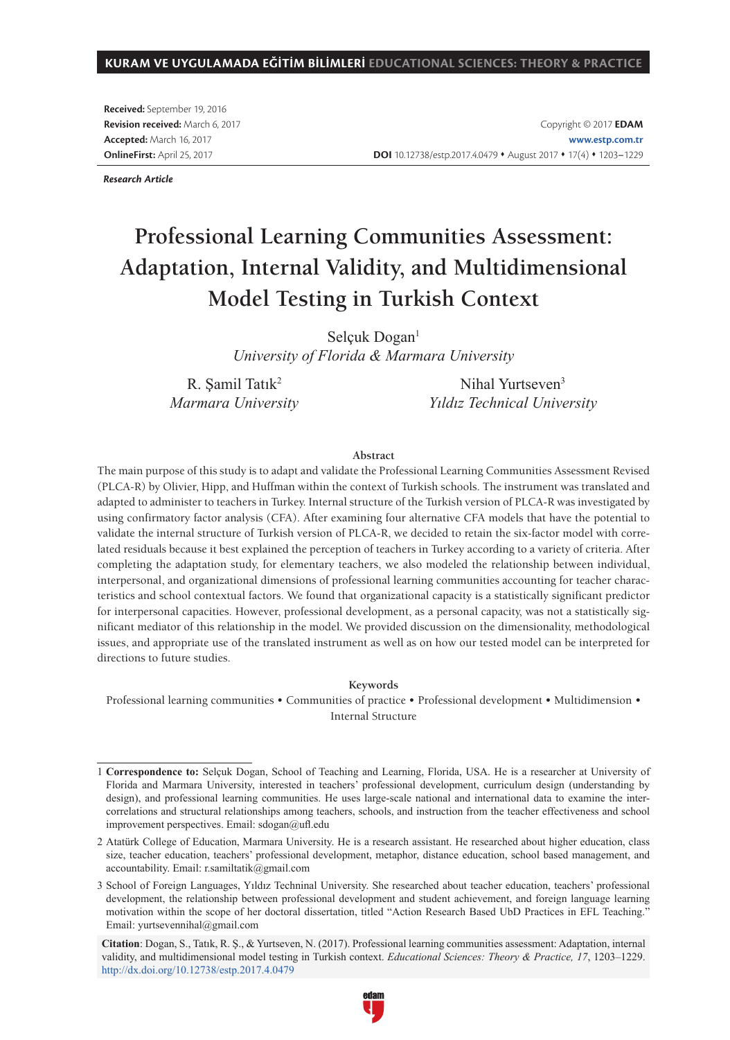Received: September 19, 2016
Revision received: March 6, 2017
Accepted: March 16, 2017
OnlineFirst: April 25, 2017

Copyright © 2017 **EDAM**
**www.estp.com.tr**
**DOI** 10.12738/estp.2017.4.0479 • August 2017 • 17(4) • 1203–1229

*Research Article*

# Professional Learning Communities Assessment: Adaptation, Internal Validity, and Multidimensional Model Testing in Turkish Context

Selçuk Dogan[1]
*University of Florida & Marmara University*

R. Şamil Tatık[2]
*Marmara University*

Nihal Yurtseven[3]
*Yıldız Technical University*

## Abstract

The main purpose of this study is to adapt and validate the Professional Learning Communities Assessment Revised (PLCA-R) by Olivier, Hipp, and Huffman within the context of Turkish schools. The instrument was translated and adapted to administer to teachers in Turkey. Internal structure of the Turkish version of PLCA-R was investigated by using confirmatory factor analysis (CFA). After examining four alternative CFA models that have the potential to validate the internal structure of Turkish version of PLCA-R, we decided to retain the six-factor model with correlated residuals because it best explained the perception of teachers in Turkey according to a variety of criteria. After completing the adaptation study, for elementary teachers, we also modeled the relationship between individual, interpersonal, and organizational dimensions of professional learning communities accounting for teacher characteristics and school contextual factors. We found that organizational capacity is a statistically significant predictor for interpersonal capacities. However, professional development, as a personal capacity, was not a statistically significant mediator of this relationship in the model. We provided discussion on the dimensionality, methodological issues, and appropriate use of the translated instrument as well as on how our tested model can be interpreted for directions to future studies.

## Keywords

Professional learning communities • Communities of practice • Professional development • Multidimension • Internal Structure

---

1 **Correspondence to:** Selçuk Dogan, School of Teaching and Learning, Florida, USA. He is a researcher at University of Florida and Marmara University, interested in teachers' professional development, curriculum design (understanding by design), and professional learning communities. He uses large-scale national and international data to examine the inter-correlations and structural relationships among teachers, schools, and instruction from the teacher effectiveness and school improvement perspectives. Email: sdogan@ufl.edu

2 Atatürk College of Education, Marmara University. He is a research assistant. He researched about higher education, class size, teacher education, teachers' professional development, metaphor, distance education, school based management, and accountability. Email: r.samiltatik@gmail.com

3 School of Foreign Languages, Yıldız Techninal University. She researched about teacher education, teachers' professional development, the relationship between professional development and student achievement, and foreign language learning motivation within the scope of her doctoral dissertation, titled "Action Research Based UbD Practices in EFL Teaching." Email: yurtsevennihal@gmail.com

**Citation**: Dogan, S., Tatık, R. Ş., & Yurtseven, N. (2017). Professional learning communities assessment: Adaptation, internal validity, and multidimensional model testing in Turkish context. *Educational Sciences: Theory & Practice, 17*, 1203–1229. http://dx.doi.org/10.12738/estp.2017.4.0479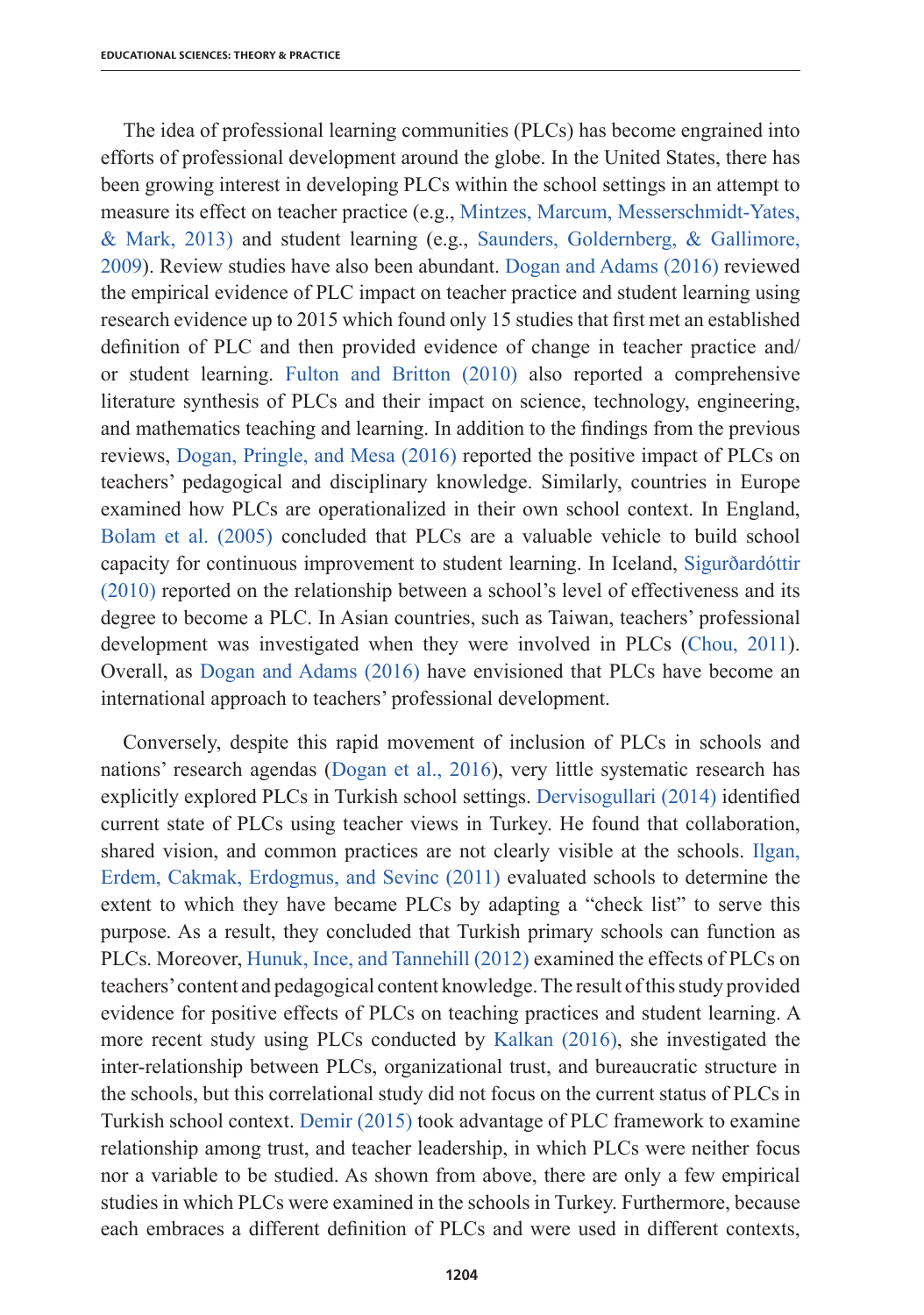The idea of professional learning communities (PLCs) has become engrained into efforts of professional development around the globe. In the United States, there has been growing interest in developing PLCs within the school settings in an attempt to measure its effect on teacher practice (e.g., Mintzes, Marcum, Messerschmidt-Yates, & Mark, 2013) and student learning (e.g., Saunders, Goldernberg, & Gallimore, 2009). Review studies have also been abundant. Dogan and Adams (2016) reviewed the empirical evidence of PLC impact on teacher practice and student learning using research evidence up to 2015 which found only 15 studies that first met an established definition of PLC and then provided evidence of change in teacher practice and/or student learning. Fulton and Britton (2010) also reported a comprehensive literature synthesis of PLCs and their impact on science, technology, engineering, and mathematics teaching and learning. In addition to the findings from the previous reviews, Dogan, Pringle, and Mesa (2016) reported the positive impact of PLCs on teachers' pedagogical and disciplinary knowledge. Similarly, countries in Europe examined how PLCs are operationalized in their own school context. In England, Bolam et al. (2005) concluded that PLCs are a valuable vehicle to build school capacity for continuous improvement to student learning. In Iceland, Sigurðardóttir (2010) reported on the relationship between a school's level of effectiveness and its degree to become a PLC. In Asian countries, such as Taiwan, teachers' professional development was investigated when they were involved in PLCs (Chou, 2011). Overall, as Dogan and Adams (2016) have envisioned that PLCs have become an international approach to teachers' professional development.

Conversely, despite this rapid movement of inclusion of PLCs in schools and nations' research agendas (Dogan et al., 2016), very little systematic research has explicitly explored PLCs in Turkish school settings. Dervisogullari (2014) identified current state of PLCs using teacher views in Turkey. He found that collaboration, shared vision, and common practices are not clearly visible at the schools. Ilgan, Erdem, Cakmak, Erdogmus, and Sevinc (2011) evaluated schools to determine the extent to which they have became PLCs by adapting a "check list" to serve this purpose. As a result, they concluded that Turkish primary schools can function as PLCs. Moreover, Hunuk, Ince, and Tannehill (2012) examined the effects of PLCs on teachers' content and pedagogical content knowledge. The result of this study provided evidence for positive effects of PLCs on teaching practices and student learning. A more recent study using PLCs conducted by Kalkan (2016), she investigated the inter-relationship between PLCs, organizational trust, and bureaucratic structure in the schools, but this correlational study did not focus on the current status of PLCs in Turkish school context. Demir (2015) took advantage of PLC framework to examine relationship among trust, and teacher leadership, in which PLCs were neither focus nor a variable to be studied. As shown from above, there are only a few empirical studies in which PLCs were examined in the schools in Turkey. Furthermore, because each embraces a different definition of PLCs and were used in different contexts,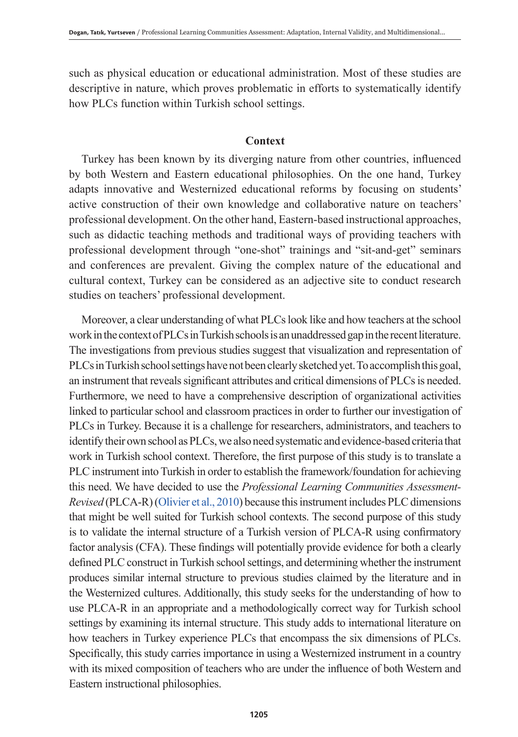such as physical education or educational administration. Most of these studies are descriptive in nature, which proves problematic in efforts to systematically identify how PLCs function within Turkish school settings.

## Context

Turkey has been known by its diverging nature from other countries, influenced by both Western and Eastern educational philosophies. On the one hand, Turkey adapts innovative and Westernized educational reforms by focusing on students' active construction of their own knowledge and collaborative nature on teachers' professional development. On the other hand, Eastern-based instructional approaches, such as didactic teaching methods and traditional ways of providing teachers with professional development through "one-shot" trainings and "sit-and-get" seminars and conferences are prevalent. Giving the complex nature of the educational and cultural context, Turkey can be considered as an adjective site to conduct research studies on teachers' professional development.

Moreover, a clear understanding of what PLCs look like and how teachers at the school work in the context of PLCs in Turkish schools is an unaddressed gap in the recent literature. The investigations from previous studies suggest that visualization and representation of PLCs in Turkish school settings have not been clearly sketched yet. To accomplish this goal, an instrument that reveals significant attributes and critical dimensions of PLCs is needed. Furthermore, we need to have a comprehensive description of organizational activities linked to particular school and classroom practices in order to further our investigation of PLCs in Turkey. Because it is a challenge for researchers, administrators, and teachers to identify their own school as PLCs, we also need systematic and evidence-based criteria that work in Turkish school context. Therefore, the first purpose of this study is to translate a PLC instrument into Turkish in order to establish the framework/foundation for achieving this need. We have decided to use the *Professional Learning Communities Assessment-Revised* (PLCA-R) (Olivier et al., 2010) because this instrument includes PLC dimensions that might be well suited for Turkish school contexts. The second purpose of this study is to validate the internal structure of a Turkish version of PLCA-R using confirmatory factor analysis (CFA). These findings will potentially provide evidence for both a clearly defined PLC construct in Turkish school settings, and determining whether the instrument produces similar internal structure to previous studies claimed by the literature and in the Westernized cultures. Additionally, this study seeks for the understanding of how to use PLCA-R in an appropriate and a methodologically correct way for Turkish school settings by examining its internal structure. This study adds to international literature on how teachers in Turkey experience PLCs that encompass the six dimensions of PLCs. Specifically, this study carries importance in using a Westernized instrument in a country with its mixed composition of teachers who are under the influence of both Western and Eastern instructional philosophies.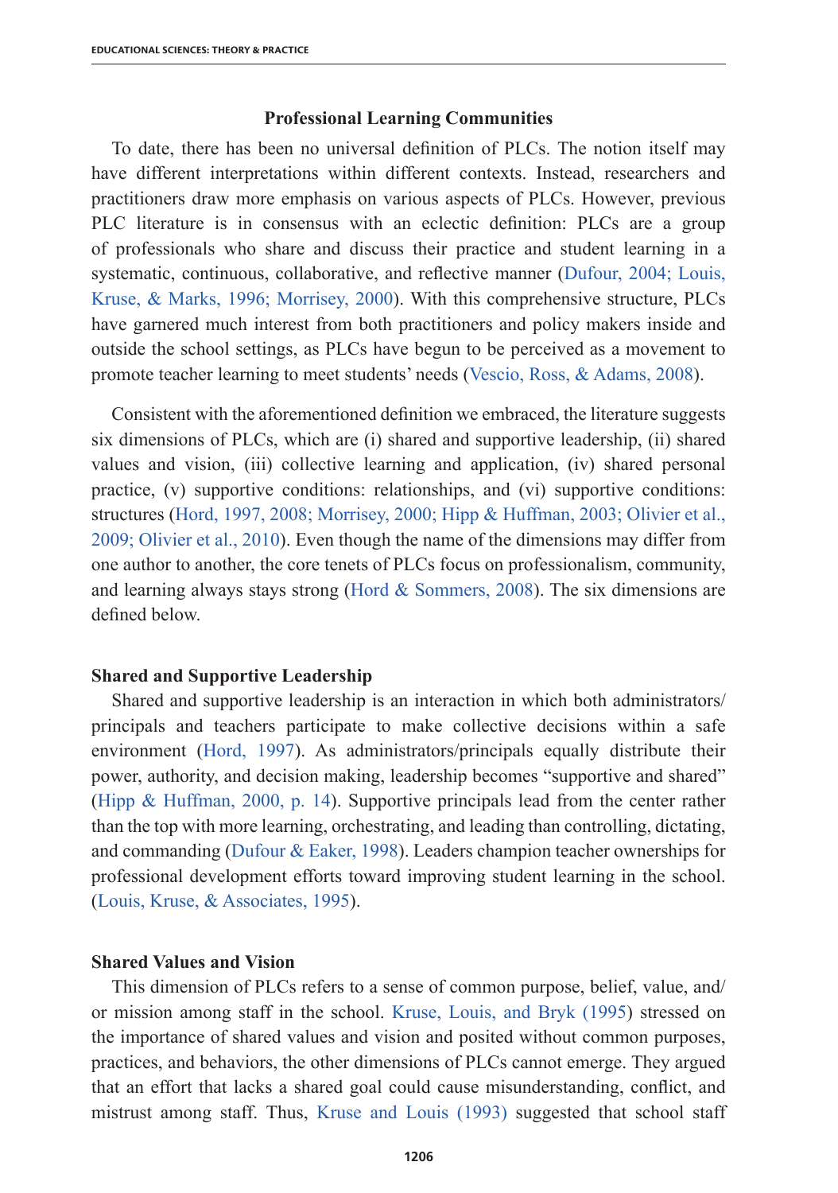## Professional Learning Communities

To date, there has been no universal definition of PLCs. The notion itself may have different interpretations within different contexts. Instead, researchers and practitioners draw more emphasis on various aspects of PLCs. However, previous PLC literature is in consensus with an eclectic definition: PLCs are a group of professionals who share and discuss their practice and student learning in a systematic, continuous, collaborative, and reflective manner (Dufour, 2004; Louis, Kruse, & Marks, 1996; Morrisey, 2000). With this comprehensive structure, PLCs have garnered much interest from both practitioners and policy makers inside and outside the school settings, as PLCs have begun to be perceived as a movement to promote teacher learning to meet students' needs (Vescio, Ross, & Adams, 2008).

Consistent with the aforementioned definition we embraced, the literature suggests six dimensions of PLCs, which are (i) shared and supportive leadership, (ii) shared values and vision, (iii) collective learning and application, (iv) shared personal practice, (v) supportive conditions: relationships, and (vi) supportive conditions: structures (Hord, 1997, 2008; Morrisey, 2000; Hipp & Huffman, 2003; Olivier et al., 2009; Olivier et al., 2010). Even though the name of the dimensions may differ from one author to another, the core tenets of PLCs focus on professionalism, community, and learning always stays strong (Hord & Sommers, 2008). The six dimensions are defined below.

### Shared and Supportive Leadership

Shared and supportive leadership is an interaction in which both administrators/principals and teachers participate to make collective decisions within a safe environment (Hord, 1997). As administrators/principals equally distribute their power, authority, and decision making, leadership becomes "supportive and shared" (Hipp & Huffman, 2000, p. 14). Supportive principals lead from the center rather than the top with more learning, orchestrating, and leading than controlling, dictating, and commanding (Dufour & Eaker, 1998). Leaders champion teacher ownerships for professional development efforts toward improving student learning in the school. (Louis, Kruse, & Associates, 1995).

### Shared Values and Vision

This dimension of PLCs refers to a sense of common purpose, belief, value, and/or mission among staff in the school. Kruse, Louis, and Bryk (1995) stressed on the importance of shared values and vision and posited without common purposes, practices, and behaviors, the other dimensions of PLCs cannot emerge. They argued that an effort that lacks a shared goal could cause misunderstanding, conflict, and mistrust among staff. Thus, Kruse and Louis (1993) suggested that school staff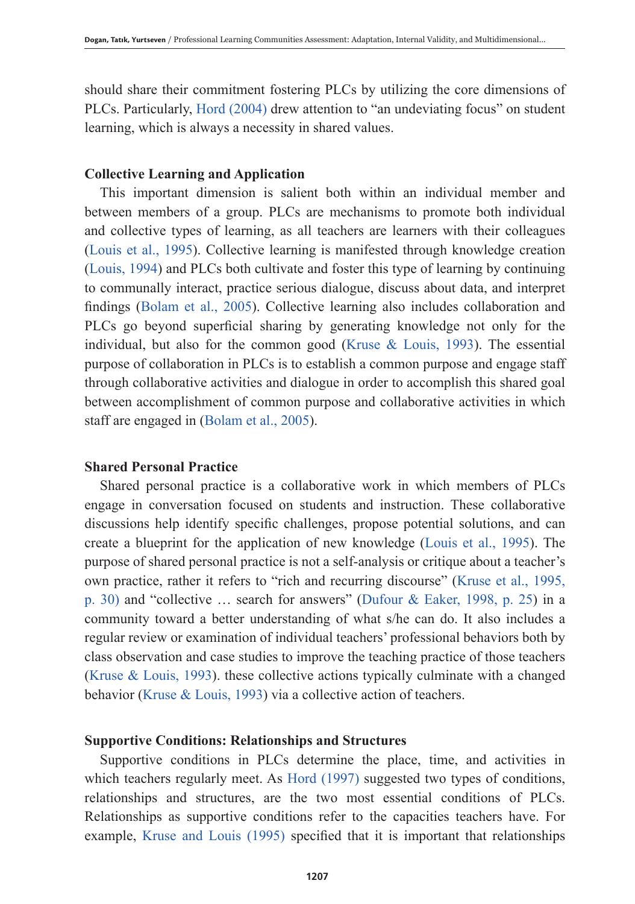should share their commitment fostering PLCs by utilizing the core dimensions of PLCs. Particularly, Hord (2004) drew attention to "an undeviating focus" on student learning, which is always a necessity in shared values.

### Collective Learning and Application

This important dimension is salient both within an individual member and between members of a group. PLCs are mechanisms to promote both individual and collective types of learning, as all teachers are learners with their colleagues (Louis et al., 1995). Collective learning is manifested through knowledge creation (Louis, 1994) and PLCs both cultivate and foster this type of learning by continuing to communally interact, practice serious dialogue, discuss about data, and interpret findings (Bolam et al., 2005). Collective learning also includes collaboration and PLCs go beyond superficial sharing by generating knowledge not only for the individual, but also for the common good (Kruse & Louis, 1993). The essential purpose of collaboration in PLCs is to establish a common purpose and engage staff through collaborative activities and dialogue in order to accomplish this shared goal between accomplishment of common purpose and collaborative activities in which staff are engaged in (Bolam et al., 2005).

### Shared Personal Practice

Shared personal practice is a collaborative work in which members of PLCs engage in conversation focused on students and instruction. These collaborative discussions help identify specific challenges, propose potential solutions, and can create a blueprint for the application of new knowledge (Louis et al., 1995). The purpose of shared personal practice is not a self-analysis or critique about a teacher's own practice, rather it refers to "rich and recurring discourse" (Kruse et al., 1995, p. 30) and "collective … search for answers" (Dufour & Eaker, 1998, p. 25) in a community toward a better understanding of what s/he can do. It also includes a regular review or examination of individual teachers' professional behaviors both by class observation and case studies to improve the teaching practice of those teachers (Kruse & Louis, 1993). these collective actions typically culminate with a changed behavior (Kruse & Louis, 1993) via a collective action of teachers.

### Supportive Conditions: Relationships and Structures

Supportive conditions in PLCs determine the place, time, and activities in which teachers regularly meet. As Hord (1997) suggested two types of conditions, relationships and structures, are the two most essential conditions of PLCs. Relationships as supportive conditions refer to the capacities teachers have. For example, Kruse and Louis (1995) specified that it is important that relationships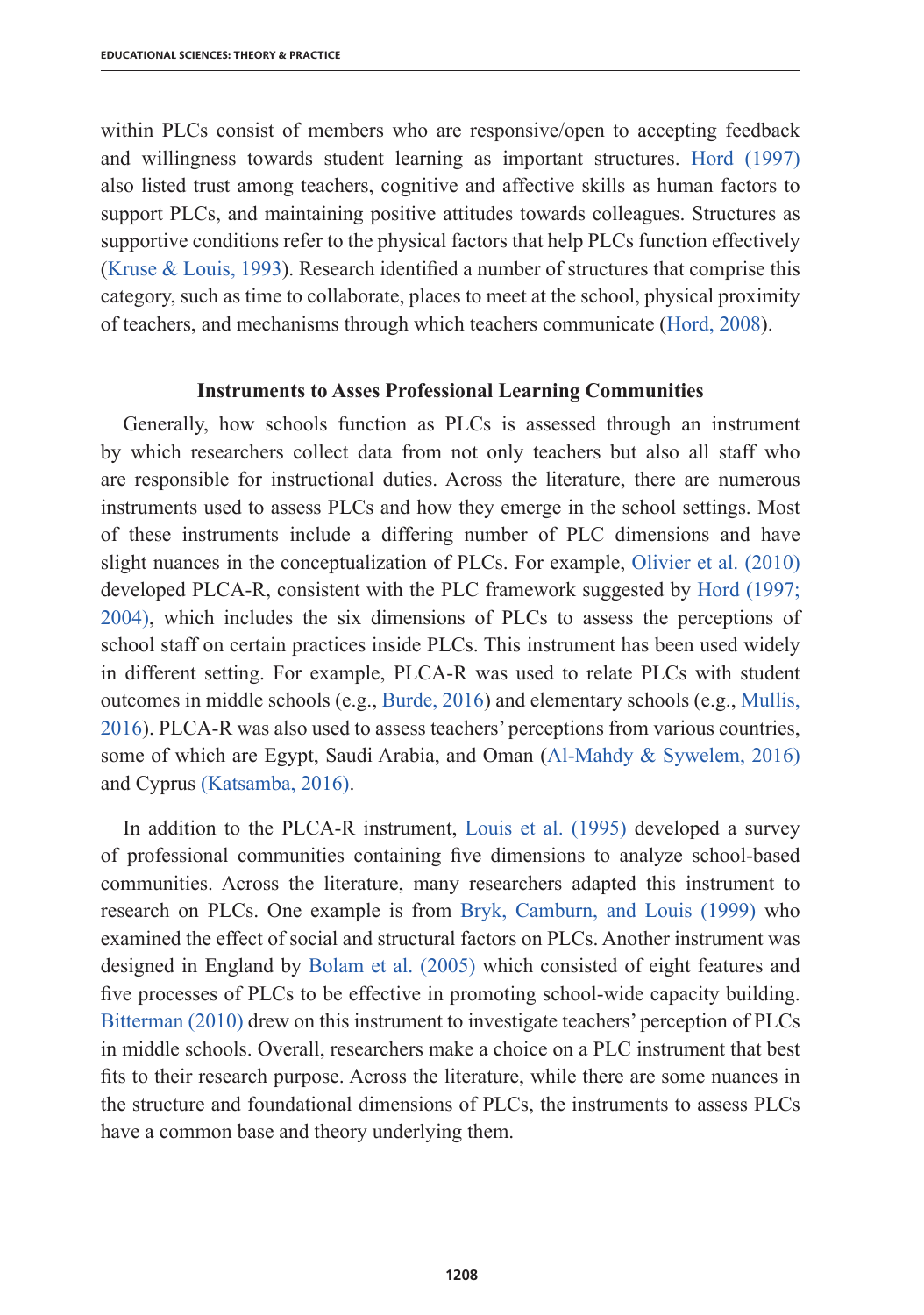within PLCs consist of members who are responsive/open to accepting feedback and willingness towards student learning as important structures. Hord (1997) also listed trust among teachers, cognitive and affective skills as human factors to support PLCs, and maintaining positive attitudes towards colleagues. Structures as supportive conditions refer to the physical factors that help PLCs function effectively (Kruse & Louis, 1993). Research identified a number of structures that comprise this category, such as time to collaborate, places to meet at the school, physical proximity of teachers, and mechanisms through which teachers communicate (Hord, 2008).

## Instruments to Asses Professional Learning Communities

Generally, how schools function as PLCs is assessed through an instrument by which researchers collect data from not only teachers but also all staff who are responsible for instructional duties. Across the literature, there are numerous instruments used to assess PLCs and how they emerge in the school settings. Most of these instruments include a differing number of PLC dimensions and have slight nuances in the conceptualization of PLCs. For example, Olivier et al. (2010) developed PLCA-R, consistent with the PLC framework suggested by Hord (1997; 2004), which includes the six dimensions of PLCs to assess the perceptions of school staff on certain practices inside PLCs. This instrument has been used widely in different setting. For example, PLCA-R was used to relate PLCs with student outcomes in middle schools (e.g., Burde, 2016) and elementary schools (e.g., Mullis, 2016). PLCA-R was also used to assess teachers' perceptions from various countries, some of which are Egypt, Saudi Arabia, and Oman (Al-Mahdy & Sywelem, 2016) and Cyprus (Katsamba, 2016).

In addition to the PLCA-R instrument, Louis et al. (1995) developed a survey of professional communities containing five dimensions to analyze school-based communities. Across the literature, many researchers adapted this instrument to research on PLCs. One example is from Bryk, Camburn, and Louis (1999) who examined the effect of social and structural factors on PLCs. Another instrument was designed in England by Bolam et al. (2005) which consisted of eight features and five processes of PLCs to be effective in promoting school-wide capacity building. Bitterman (2010) drew on this instrument to investigate teachers' perception of PLCs in middle schools. Overall, researchers make a choice on a PLC instrument that best fits to their research purpose. Across the literature, while there are some nuances in the structure and foundational dimensions of PLCs, the instruments to assess PLCs have a common base and theory underlying them.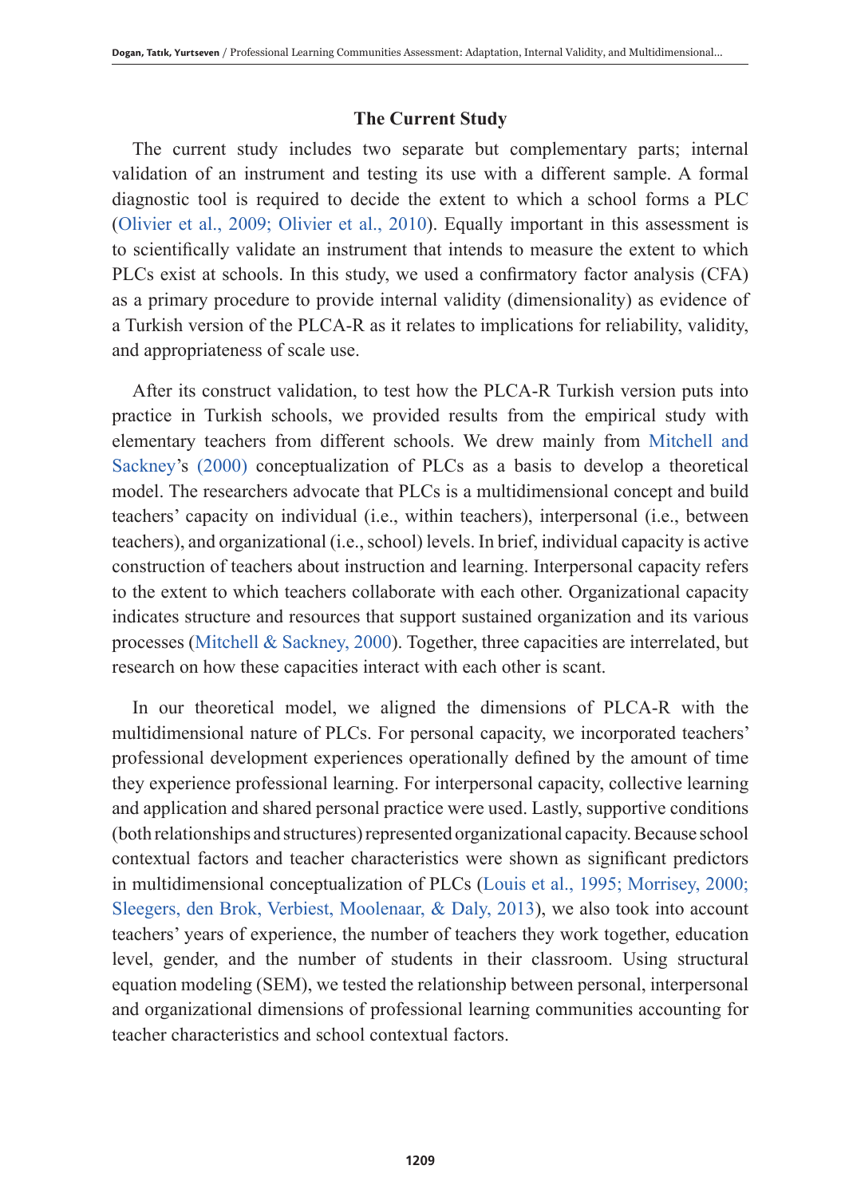## The Current Study

The current study includes two separate but complementary parts; internal validation of an instrument and testing its use with a different sample. A formal diagnostic tool is required to decide the extent to which a school forms a PLC (Olivier et al., 2009; Olivier et al., 2010). Equally important in this assessment is to scientifically validate an instrument that intends to measure the extent to which PLCs exist at schools. In this study, we used a confirmatory factor analysis (CFA) as a primary procedure to provide internal validity (dimensionality) as evidence of a Turkish version of the PLCA-R as it relates to implications for reliability, validity, and appropriateness of scale use.

After its construct validation, to test how the PLCA-R Turkish version puts into practice in Turkish schools, we provided results from the empirical study with elementary teachers from different schools. We drew mainly from Mitchell and Sackney's (2000) conceptualization of PLCs as a basis to develop a theoretical model. The researchers advocate that PLCs is a multidimensional concept and build teachers' capacity on individual (i.e., within teachers), interpersonal (i.e., between teachers), and organizational (i.e., school) levels. In brief, individual capacity is active construction of teachers about instruction and learning. Interpersonal capacity refers to the extent to which teachers collaborate with each other. Organizational capacity indicates structure and resources that support sustained organization and its various processes (Mitchell & Sackney, 2000). Together, three capacities are interrelated, but research on how these capacities interact with each other is scant.

In our theoretical model, we aligned the dimensions of PLCA-R with the multidimensional nature of PLCs. For personal capacity, we incorporated teachers' professional development experiences operationally defined by the amount of time they experience professional learning. For interpersonal capacity, collective learning and application and shared personal practice were used. Lastly, supportive conditions (both relationships and structures) represented organizational capacity. Because school contextual factors and teacher characteristics were shown as significant predictors in multidimensional conceptualization of PLCs (Louis et al., 1995; Morrisey, 2000; Sleegers, den Brok, Verbiest, Moolenaar, & Daly, 2013), we also took into account teachers' years of experience, the number of teachers they work together, education level, gender, and the number of students in their classroom. Using structural equation modeling (SEM), we tested the relationship between personal, interpersonal and organizational dimensions of professional learning communities accounting for teacher characteristics and school contextual factors.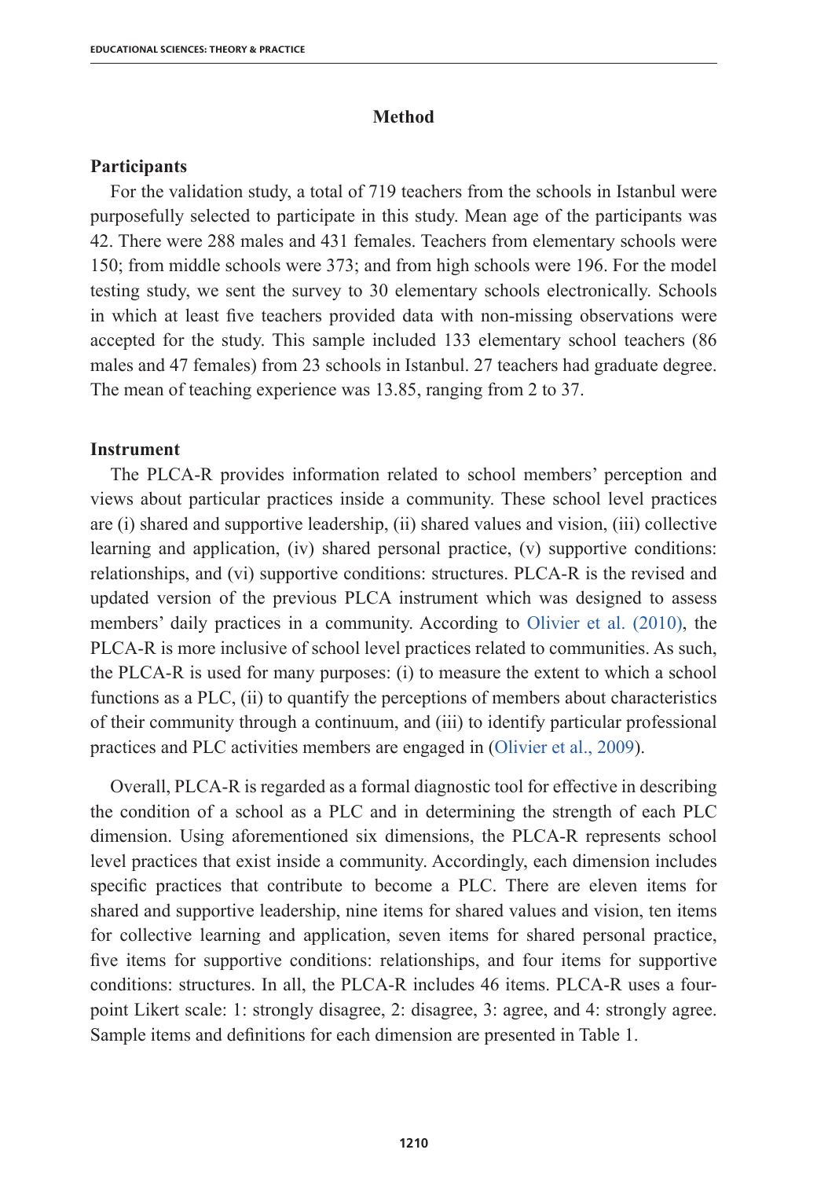## Method

### Participants

For the validation study, a total of 719 teachers from the schools in Istanbul were purposefully selected to participate in this study. Mean age of the participants was 42. There were 288 males and 431 females. Teachers from elementary schools were 150; from middle schools were 373; and from high schools were 196. For the model testing study, we sent the survey to 30 elementary schools electronically. Schools in which at least five teachers provided data with non-missing observations were accepted for the study. This sample included 133 elementary school teachers (86 males and 47 females) from 23 schools in Istanbul. 27 teachers had graduate degree. The mean of teaching experience was 13.85, ranging from 2 to 37.

### Instrument

The PLCA-R provides information related to school members' perception and views about particular practices inside a community. These school level practices are (i) shared and supportive leadership, (ii) shared values and vision, (iii) collective learning and application, (iv) shared personal practice, (v) supportive conditions: relationships, and (vi) supportive conditions: structures. PLCA-R is the revised and updated version of the previous PLCA instrument which was designed to assess members' daily practices in a community. According to Olivier et al. (2010), the PLCA-R is more inclusive of school level practices related to communities. As such, the PLCA-R is used for many purposes: (i) to measure the extent to which a school functions as a PLC, (ii) to quantify the perceptions of members about characteristics of their community through a continuum, and (iii) to identify particular professional practices and PLC activities members are engaged in (Olivier et al., 2009).

Overall, PLCA-R is regarded as a formal diagnostic tool for effective in describing the condition of a school as a PLC and in determining the strength of each PLC dimension. Using aforementioned six dimensions, the PLCA-R represents school level practices that exist inside a community. Accordingly, each dimension includes specific practices that contribute to become a PLC. There are eleven items for shared and supportive leadership, nine items for shared values and vision, ten items for collective learning and application, seven items for shared personal practice, five items for supportive conditions: relationships, and four items for supportive conditions: structures. In all, the PLCA-R includes 46 items. PLCA-R uses a four-point Likert scale: 1: strongly disagree, 2: disagree, 3: agree, and 4: strongly agree. Sample items and definitions for each dimension are presented in Table 1.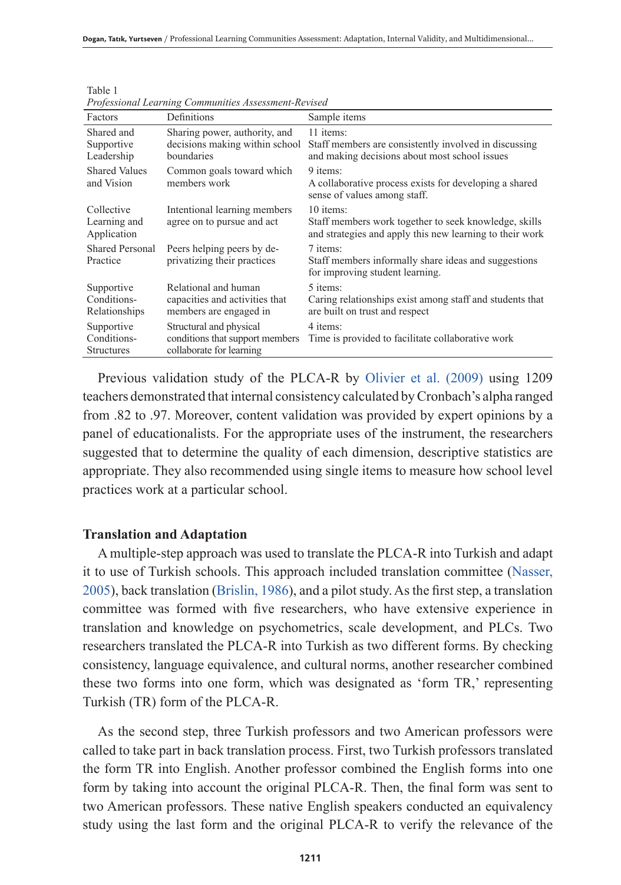Table 1

*Professional Learning Communities Assessment-Revised*

| Factors | Definitions | Sample items |
|---|---|---|
| Shared and Supportive Leadership | Sharing power, authority, and decisions making within school boundaries | 11 items: Staff members are consistently involved in discussing and making decisions about most school issues |
| Shared Values and Vision | Common goals toward which members work | 9 items: A collaborative process exists for developing a shared sense of values among staff. |
| Collective Learning and Application | Intentional learning members agree on to pursue and act | 10 items: Staff members work together to seek knowledge, skills and strategies and apply this new learning to their work |
| Shared Personal Practice | Peers helping peers by de-privatizing their practices | 7 items: Staff members informally share ideas and suggestions for improving student learning. |
| Supportive Conditions-Relationships | Relational and human capacities and activities that members are engaged in | 5 items: Caring relationships exist among staff and students that are built on trust and respect |
| Supportive Conditions-Structures | Structural and physical conditions that support members collaborate for learning | 4 items: Time is provided to facilitate collaborative work |

Previous validation study of the PLCA-R by Olivier et al. (2009) using 1209 teachers demonstrated that internal consistency calculated by Cronbach's alpha ranged from .82 to .97. Moreover, content validation was provided by expert opinions by a panel of educationalists. For the appropriate uses of the instrument, the researchers suggested that to determine the quality of each dimension, descriptive statistics are appropriate. They also recommended using single items to measure how school level practices work at a particular school.

### Translation and Adaptation

A multiple-step approach was used to translate the PLCA-R into Turkish and adapt it to use of Turkish schools. This approach included translation committee (Nasser, 2005), back translation (Brislin, 1986), and a pilot study. As the first step, a translation committee was formed with five researchers, who have extensive experience in translation and knowledge on psychometrics, scale development, and PLCs. Two researchers translated the PLCA-R into Turkish as two different forms. By checking consistency, language equivalence, and cultural norms, another researcher combined these two forms into one form, which was designated as 'form TR,' representing Turkish (TR) form of the PLCA-R.

As the second step, three Turkish professors and two American professors were called to take part in back translation process. First, two Turkish professors translated the form TR into English. Another professor combined the English forms into one form by taking into account the original PLCA-R. Then, the final form was sent to two American professors. These native English speakers conducted an equivalency study using the last form and the original PLCA-R to verify the relevance of the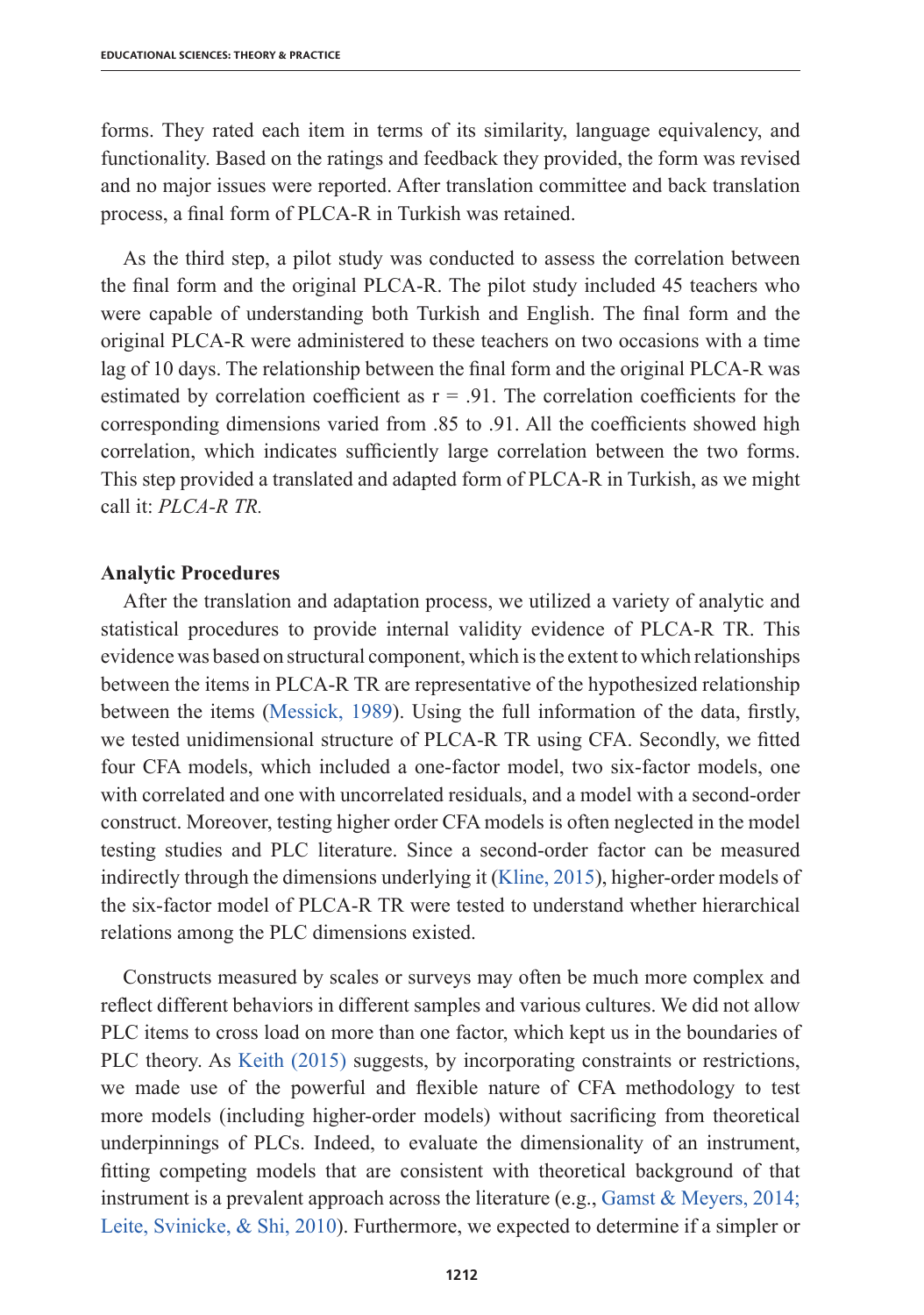forms. They rated each item in terms of its similarity, language equivalency, and functionality. Based on the ratings and feedback they provided, the form was revised and no major issues were reported. After translation committee and back translation process, a final form of PLCA-R in Turkish was retained.

As the third step, a pilot study was conducted to assess the correlation between the final form and the original PLCA-R. The pilot study included 45 teachers who were capable of understanding both Turkish and English. The final form and the original PLCA-R were administered to these teachers on two occasions with a time lag of 10 days. The relationship between the final form and the original PLCA-R was estimated by correlation coefficient as $r = .91$. The correlation coefficients for the corresponding dimensions varied from .85 to .91. All the coefficients showed high correlation, which indicates sufficiently large correlation between the two forms. This step provided a translated and adapted form of PLCA-R in Turkish, as we might call it: *PLCA-R TR.*

**Analytic Procedures**

After the translation and adaptation process, we utilized a variety of analytic and statistical procedures to provide internal validity evidence of PLCA-R TR. This evidence was based on structural component, which is the extent to which relationships between the items in PLCA-R TR are representative of the hypothesized relationship between the items (Messick, 1989). Using the full information of the data, firstly, we tested unidimensional structure of PLCA-R TR using CFA. Secondly, we fitted four CFA models, which included a one-factor model, two six-factor models, one with correlated and one with uncorrelated residuals, and a model with a second-order construct. Moreover, testing higher order CFA models is often neglected in the model testing studies and PLC literature. Since a second-order factor can be measured indirectly through the dimensions underlying it (Kline, 2015), higher-order models of the six-factor model of PLCA-R TR were tested to understand whether hierarchical relations among the PLC dimensions existed.

Constructs measured by scales or surveys may often be much more complex and reflect different behaviors in different samples and various cultures. We did not allow PLC items to cross load on more than one factor, which kept us in the boundaries of PLC theory. As Keith (2015) suggests, by incorporating constraints or restrictions, we made use of the powerful and flexible nature of CFA methodology to test more models (including higher-order models) without sacrificing from theoretical underpinnings of PLCs. Indeed, to evaluate the dimensionality of an instrument, fitting competing models that are consistent with theoretical background of that instrument is a prevalent approach across the literature (e.g., Gamst & Meyers, 2014; Leite, Svinicke, & Shi, 2010). Furthermore, we expected to determine if a simpler or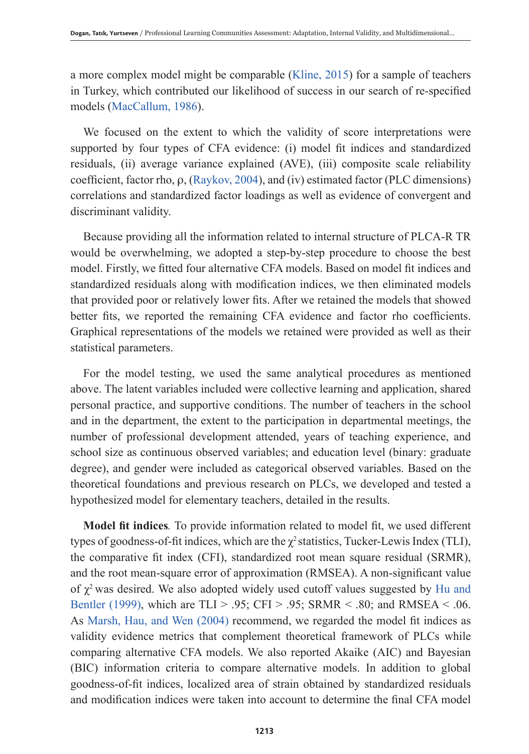a more complex model might be comparable (Kline, 2015) for a sample of teachers in Turkey, which contributed our likelihood of success in our search of re-specified models (MacCallum, 1986).

We focused on the extent to which the validity of score interpretations were supported by four types of CFA evidence: (i) model fit indices and standardized residuals, (ii) average variance explained (AVE), (iii) composite scale reliability coefficient, factor rho, ρ, (Raykov, 2004), and (iv) estimated factor (PLC dimensions) correlations and standardized factor loadings as well as evidence of convergent and discriminant validity.

Because providing all the information related to internal structure of PLCA-R TR would be overwhelming, we adopted a step-by-step procedure to choose the best model. Firstly, we fitted four alternative CFA models. Based on model fit indices and standardized residuals along with modification indices, we then eliminated models that provided poor or relatively lower fits. After we retained the models that showed better fits, we reported the remaining CFA evidence and factor rho coefficients. Graphical representations of the models we retained were provided as well as their statistical parameters.

For the model testing, we used the same analytical procedures as mentioned above. The latent variables included were collective learning and application, shared personal practice, and supportive conditions. The number of teachers in the school and in the department, the extent to the participation in departmental meetings, the number of professional development attended, years of teaching experience, and school size as continuous observed variables; and education level (binary: graduate degree), and gender were included as categorical observed variables. Based on the theoretical foundations and previous research on PLCs, we developed and tested a hypothesized model for elementary teachers, detailed in the results.

**Model fit indices**. To provide information related to model fit, we used different types of goodness-of-fit indices, which are the $\chi^2$ statistics, Tucker-Lewis Index (TLI), the comparative fit index (CFI), standardized root mean square residual (SRMR), and the root mean-square error of approximation (RMSEA). A non-significant value of $\chi^2$ was desired. We also adopted widely used cutoff values suggested by Hu and Bentler (1999), which are TLI > .95; CFI > .95; SRMR < .80; and RMSEA < .06. As Marsh, Hau, and Wen (2004) recommend, we regarded the model fit indices as validity evidence metrics that complement theoretical framework of PLCs while comparing alternative CFA models. We also reported Akaike (AIC) and Bayesian (BIC) information criteria to compare alternative models. In addition to global goodness-of-fit indices, localized area of strain obtained by standardized residuals and modification indices were taken into account to determine the final CFA model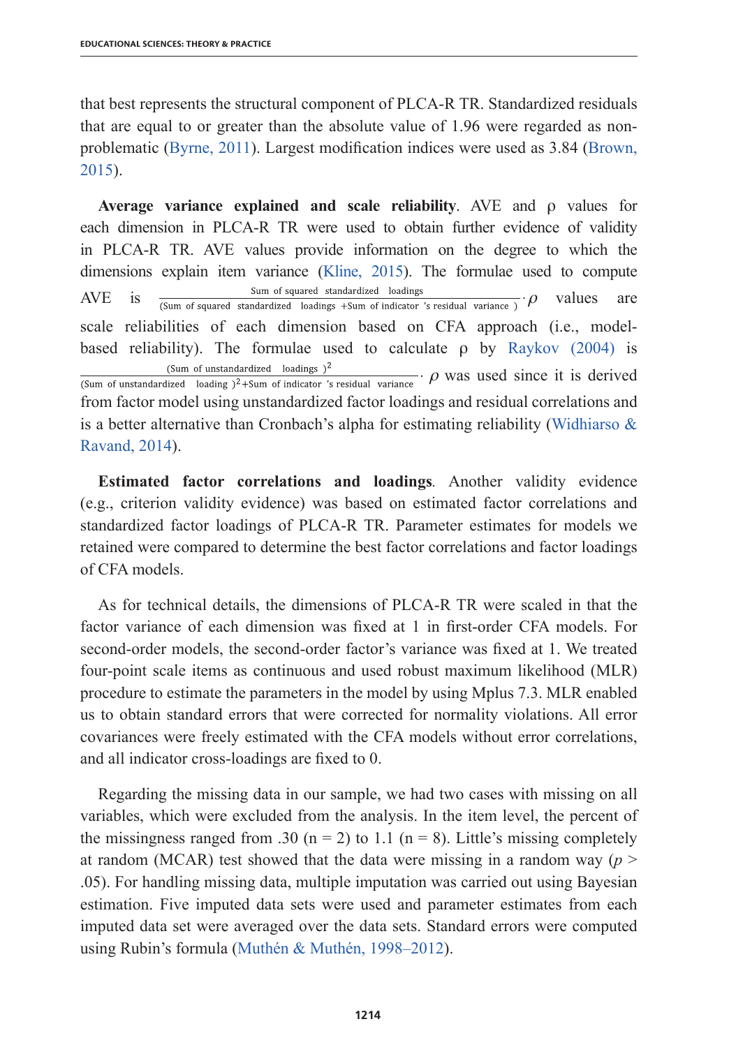that best represents the structural component of PLCA-R TR. Standardized residuals that are equal to or greater than the absolute value of 1.96 were regarded as non-problematic (Byrne, 2011). Largest modification indices were used as 3.84 (Brown, 2015).

**Average variance explained and scale reliability**. AVE and ρ values for each dimension in PLCA-R TR were used to obtain further evidence of validity in PLCA-R TR. AVE values provide information on the degree to which the dimensions explain item variance (Kline, 2015). The formulae used to compute AVE is $\frac{\text{Sum of squared standardized loadings}}{(\text{Sum of squared standardized loadings} + \text{Sum of indicator 's residual variance})} \cdot \rho$ values are scale reliabilities of each dimension based on CFA approach (i.e., model-based reliability). The formulae used to calculate ρ by Raykov (2004) is $\frac{(\text{Sum of unstandardized loadings})^2}{(\text{Sum of unstandardized loading})^2 + \text{Sum of indicator 's residual variance}} \cdot \rho$ was used since it is derived from factor model using unstandardized factor loadings and residual correlations and is a better alternative than Cronbach's alpha for estimating reliability (Widhiarso & Ravand, 2014).

**Estimated factor correlations and loadings**. Another validity evidence (e.g., criterion validity evidence) was based on estimated factor correlations and standardized factor loadings of PLCA-R TR. Parameter estimates for models we retained were compared to determine the best factor correlations and factor loadings of CFA models.

As for technical details, the dimensions of PLCA-R TR were scaled in that the factor variance of each dimension was fixed at 1 in first-order CFA models. For second-order models, the second-order factor's variance was fixed at 1. We treated four-point scale items as continuous and used robust maximum likelihood (MLR) procedure to estimate the parameters in the model by using Mplus 7.3. MLR enabled us to obtain standard errors that were corrected for normality violations. All error covariances were freely estimated with the CFA models without error correlations, and all indicator cross-loadings are fixed to 0.

Regarding the missing data in our sample, we had two cases with missing on all variables, which were excluded from the analysis. In the item level, the percent of the missingness ranged from .30 (n = 2) to 1.1 (n = 8). Little's missing completely at random (MCAR) test showed that the data were missing in a random way ($p >$ .05). For handling missing data, multiple imputation was carried out using Bayesian estimation. Five imputed data sets were used and parameter estimates from each imputed data set were averaged over the data sets. Standard errors were computed using Rubin's formula (Muthén & Muthén, 1998–2012).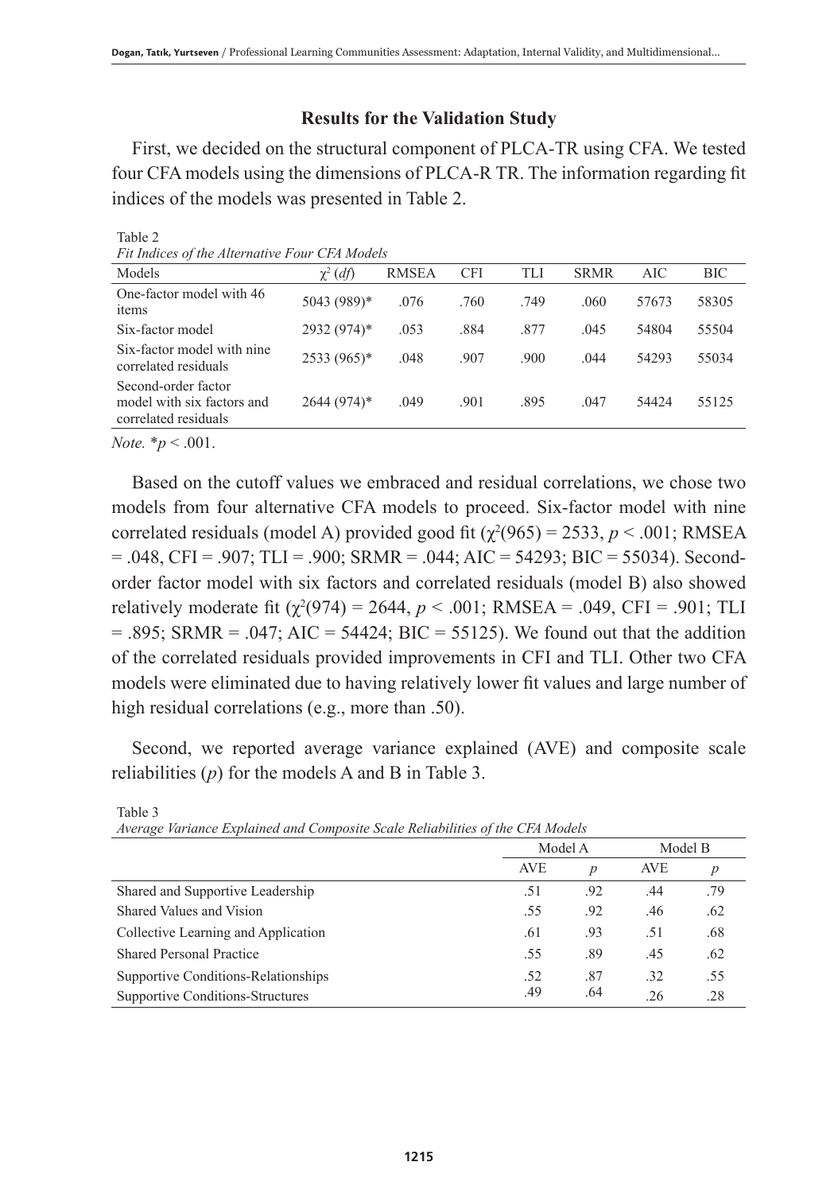## Results for the Validation Study

First, we decided on the structural component of PLCA-TR using CFA. We tested four CFA models using the dimensions of PLCA-R TR. The information regarding fit indices of the models was presented in Table 2.

Table 2
*Fit Indices of the Alternative Four CFA Models*

| Models | $\chi^2$ (*df*) | RMSEA | CFI | TLI | SRMR | AIC | BIC |
|---|---|---|---|---|---|---|---|
| One-factor model with 46 items | 5043 (989)* | .076 | .760 | .749 | .060 | 57673 | 58305 |
| Six-factor model | 2932 (974)* | .053 | .884 | .877 | .045 | 54804 | 55504 |
| Six-factor model with nine correlated residuals | 2533 (965)* | .048 | .907 | .900 | .044 | 54293 | 55034 |
| Second-order factor model with six factors and correlated residuals | 2644 (974)* | .049 | .901 | .895 | .047 | 54424 | 55125 |

*Note.* *$p < .001$.

Based on the cutoff values we embraced and residual correlations, we chose two models from four alternative CFA models to proceed. Six-factor model with nine correlated residuals (model A) provided good fit ($\chi^2(965) = 2533$, $p < .001$; RMSEA = .048, CFI = .907; TLI = .900; SRMR = .044; AIC = 54293; BIC = 55034). Second-order factor model with six factors and correlated residuals (model B) also showed relatively moderate fit ($\chi^2(974) = 2644$, $p < .001$; RMSEA = .049, CFI = .901; TLI = .895; SRMR = .047; AIC = 54424; BIC = 55125). We found out that the addition of the correlated residuals provided improvements in CFI and TLI. Other two CFA models were eliminated due to having relatively lower fit values and large number of high residual correlations (e.g., more than .50).

Second, we reported average variance explained (AVE) and composite scale reliabilities ($p$) for the models A and B in Table 3.

Table 3
*Average Variance Explained and Composite Scale Reliabilities of the CFA Models*

| | Model A | | Model B | |
|---|---|---|---|---|
| | AVE | $p$ | AVE | $p$ |
| Shared and Supportive Leadership | .51 | .92 | .44 | .79 |
| Shared Values and Vision | .55 | .92 | .46 | .62 |
| Collective Learning and Application | .61 | .93 | .51 | .68 |
| Shared Personal Practice | .55 | .89 | .45 | .62 |
| Supportive Conditions-Relationships | .52 | .87 | .32 | .55 |
| Supportive Conditions-Structures | .49 | .64 | .26 | .28 |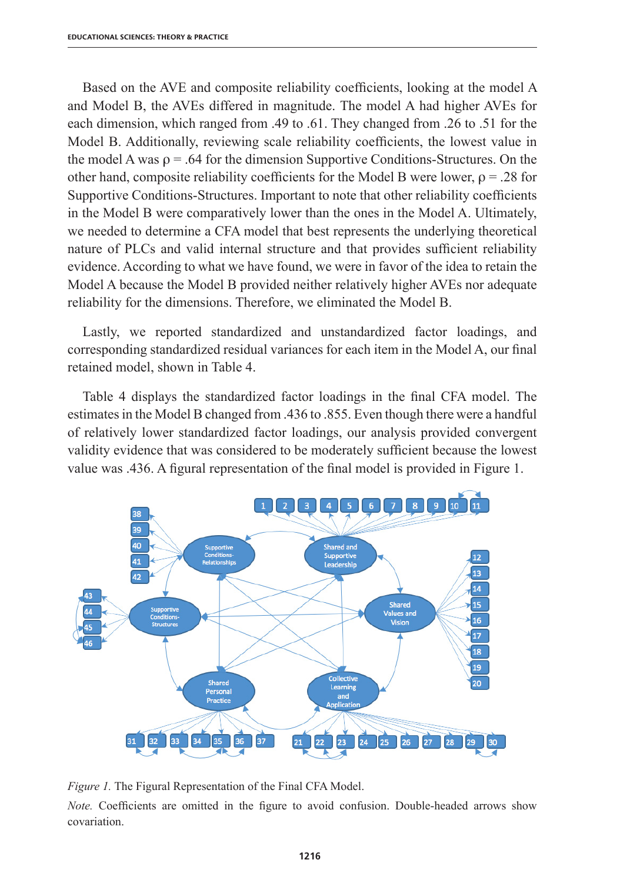Based on the AVE and composite reliability coefficients, looking at the model A and Model B, the AVEs differed in magnitude. The model A had higher AVEs for each dimension, which ranged from .49 to .61. They changed from .26 to .51 for the Model B. Additionally, reviewing scale reliability coefficients, the lowest value in the model A was ρ = .64 for the dimension Supportive Conditions-Structures. On the other hand, composite reliability coefficients for the Model B were lower, ρ = .28 for Supportive Conditions-Structures. Important to note that other reliability coefficients in the Model B were comparatively lower than the ones in the Model A. Ultimately, we needed to determine a CFA model that best represents the underlying theoretical nature of PLCs and valid internal structure and that provides sufficient reliability evidence. According to what we have found, we were in favor of the idea to retain the Model A because the Model B provided neither relatively higher AVEs nor adequate reliability for the dimensions. Therefore, we eliminated the Model B.

Lastly, we reported standardized and unstandardized factor loadings, and corresponding standardized residual variances for each item in the Model A, our final retained model, shown in Table 4.

Table 4 displays the standardized factor loadings in the final CFA model. The estimates in the Model B changed from .436 to .855. Even though there were a handful of relatively lower standardized factor loadings, our analysis provided convergent validity evidence that was considered to be moderately sufficient because the lowest value was .436. A figural representation of the final model is provided in Figure 1.

*Figure 1.* The Figural Representation of the Final CFA Model.

*Note.* Coefficients are omitted in the figure to avoid confusion. Double-headed arrows show covariation.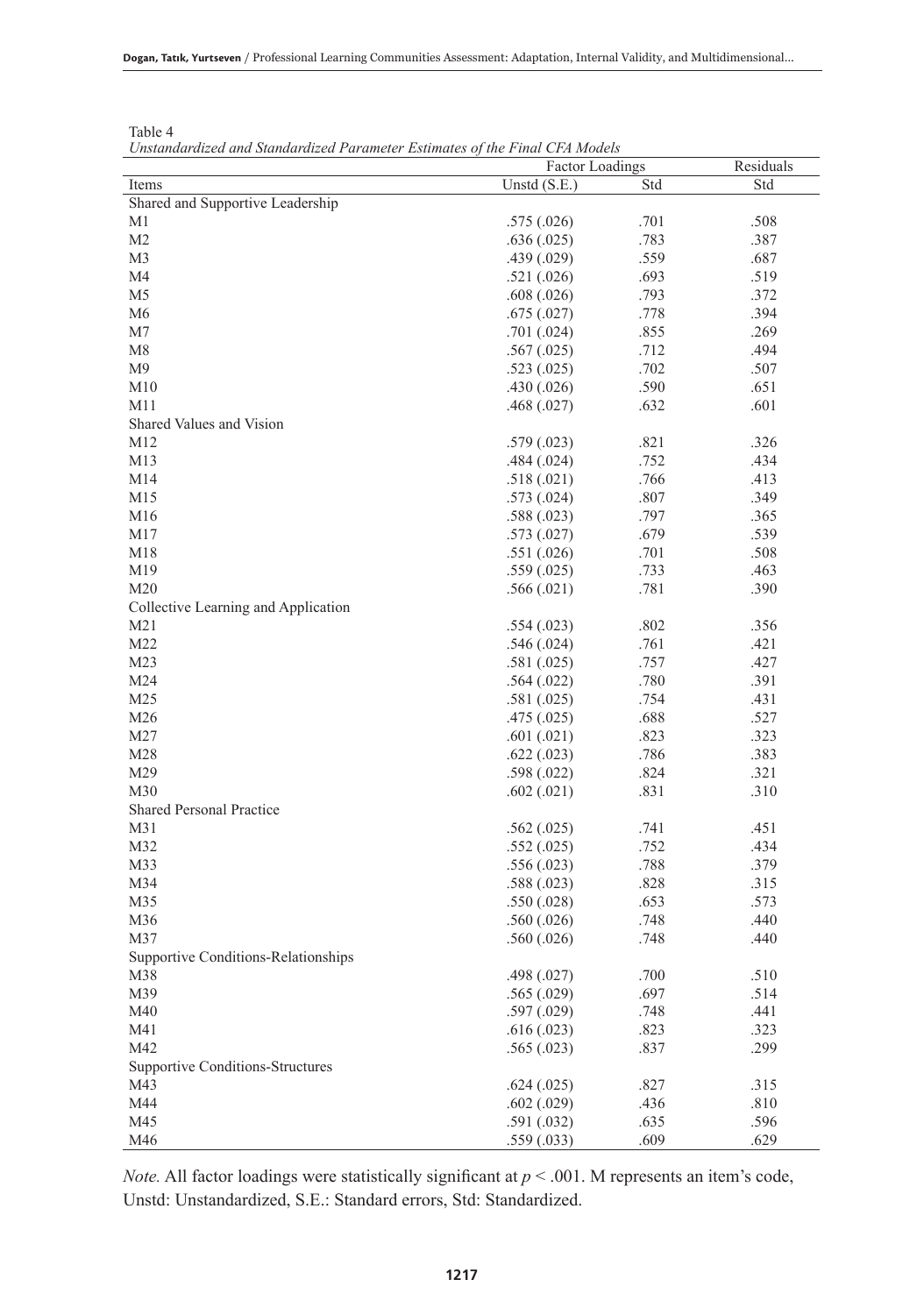Table 4

*Unstandardized and Standardized Parameter Estimates of the Final CFA Models*

| Items | Factor Loadings | | Residuals |
|---|---|---|---|
| | Unstd (S.E.) | Std | Std |
| Shared and Supportive Leadership | | | |
| M1 | .575 (.026) | .701 | .508 |
| M2 | .636 (.025) | .783 | .387 |
| M3 | .439 (.029) | .559 | .687 |
| M4 | .521 (.026) | .693 | .519 |
| M5 | .608 (.026) | .793 | .372 |
| M6 | .675 (.027) | .778 | .394 |
| M7 | .701 (.024) | .855 | .269 |
| M8 | .567 (.025) | .712 | .494 |
| M9 | .523 (.025) | .702 | .507 |
| M10 | .430 (.026) | .590 | .651 |
| M11 | .468 (.027) | .632 | .601 |
| Shared Values and Vision | | | |
| M12 | .579 (.023) | .821 | .326 |
| M13 | .484 (.024) | .752 | .434 |
| M14 | .518 (.021) | .766 | .413 |
| M15 | .573 (.024) | .807 | .349 |
| M16 | .588 (.023) | .797 | .365 |
| M17 | .573 (.027) | .679 | .539 |
| M18 | .551 (.026) | .701 | .508 |
| M19 | .559 (.025) | .733 | .463 |
| M20 | .566 (.021) | .781 | .390 |
| Collective Learning and Application | | | |
| M21 | .554 (.023) | .802 | .356 |
| M22 | .546 (.024) | .761 | .421 |
| M23 | .581 (.025) | .757 | .427 |
| M24 | .564 (.022) | .780 | .391 |
| M25 | .581 (.025) | .754 | .431 |
| M26 | .475 (.025) | .688 | .527 |
| M27 | .601 (.021) | .823 | .323 |
| M28 | .622 (.023) | .786 | .383 |
| M29 | .598 (.022) | .824 | .321 |
| M30 | .602 (.021) | .831 | .310 |
| Shared Personal Practice | | | |
| M31 | .562 (.025) | .741 | .451 |
| M32 | .552 (.025) | .752 | .434 |
| M33 | .556 (.023) | .788 | .379 |
| M34 | .588 (.023) | .828 | .315 |
| M35 | .550 (.028) | .653 | .573 |
| M36 | .560 (.026) | .748 | .440 |
| M37 | .560 (.026) | .748 | .440 |
| Supportive Conditions-Relationships | | | |
| M38 | .498 (.027) | .700 | .510 |
| M39 | .565 (.029) | .697 | .514 |
| M40 | .597 (.029) | .748 | .441 |
| M41 | .616 (.023) | .823 | .323 |
| M42 | .565 (.023) | .837 | .299 |
| Supportive Conditions-Structures | | | |
| M43 | .624 (.025) | .827 | .315 |
| M44 | .602 (.029) | .436 | .810 |
| M45 | .591 (.032) | .635 | .596 |
| M46 | .559 (.033) | .609 | .629 |

*Note.* All factor loadings were statistically significant at $p < .001$. M represents an item's code, Unstd: Unstandardized, S.E.: Standard errors, Std: Standardized.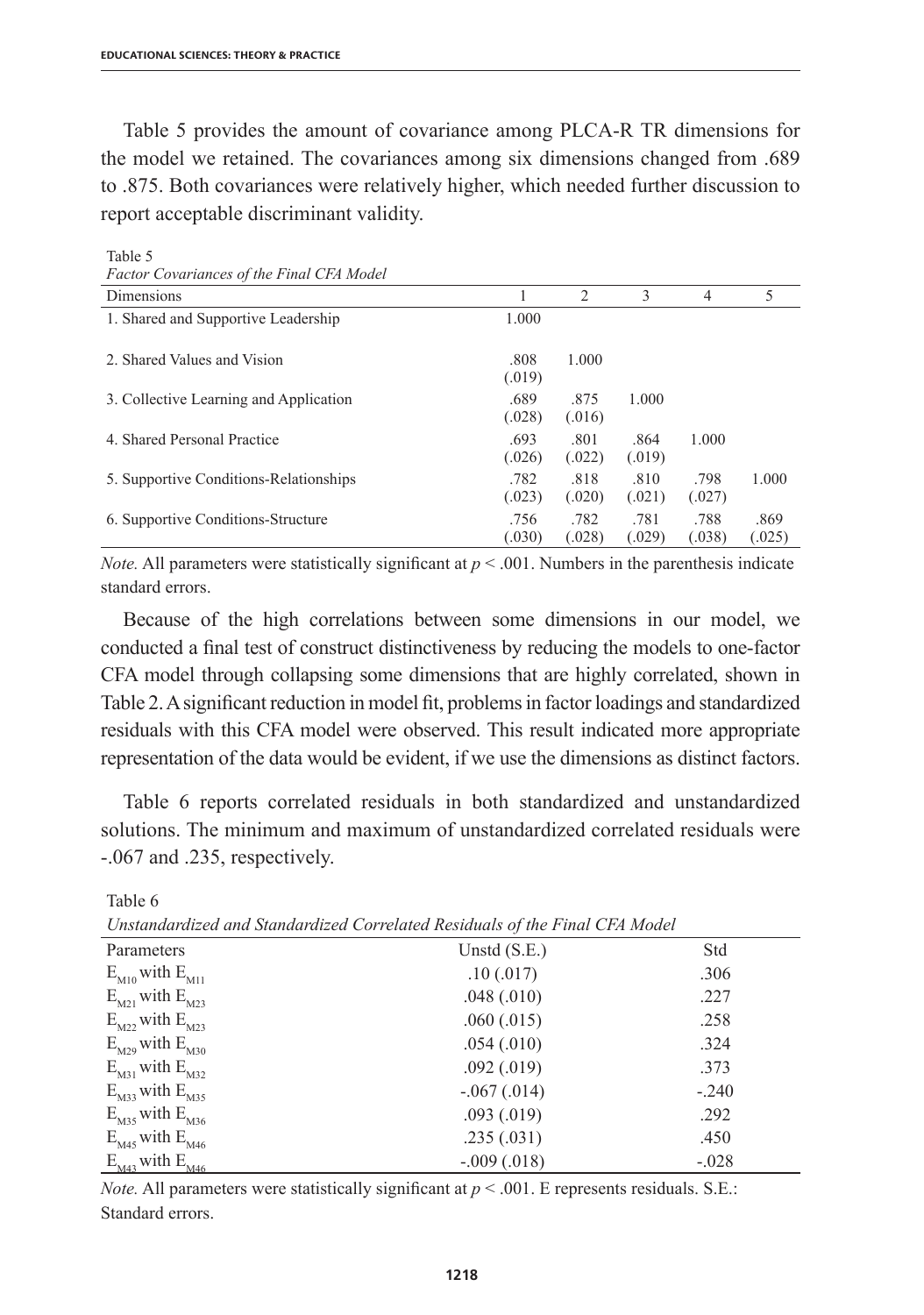Table 5 provides the amount of covariance among PLCA-R TR dimensions for the model we retained. The covariances among six dimensions changed from .689 to .875. Both covariances were relatively higher, which needed further discussion to report acceptable discriminant validity.

Table 5
*Factor Covariances of the Final CFA Model*

| Dimensions | 1 | 2 | 3 | 4 | 5 |
|---|---|---|---|---|---|
| 1. Shared and Supportive Leadership | 1.000 | | | | |
| 2. Shared Values and Vision | .808 (.019) | 1.000 | | | |
| 3. Collective Learning and Application | .689 (.028) | .875 (.016) | 1.000 | | |
| 4. Shared Personal Practice | .693 (.026) | .801 (.022) | .864 (.019) | 1.000 | |
| 5. Supportive Conditions-Relationships | .782 (.023) | .818 (.020) | .810 (.021) | .798 (.027) | 1.000 |
| 6. Supportive Conditions-Structure | .756 (.030) | .782 (.028) | .781 (.029) | .788 (.038) | .869 (.025) |

*Note.* All parameters were statistically significant at $p < .001$. Numbers in the parenthesis indicate standard errors.

Because of the high correlations between some dimensions in our model, we conducted a final test of construct distinctiveness by reducing the models to one-factor CFA model through collapsing some dimensions that are highly correlated, shown in Table 2. A significant reduction in model fit, problems in factor loadings and standardized residuals with this CFA model were observed. This result indicated more appropriate representation of the data would be evident, if we use the dimensions as distinct factors.

Table 6 reports correlated residuals in both standardized and unstandardized solutions. The minimum and maximum of unstandardized correlated residuals were -.067 and .235, respectively.

Table 6
*Unstandardized and Standardized Correlated Residuals of the Final CFA Model*

| Parameters | Unstd (S.E.) | Std |
|---|---|---|
| $E_{M10}$ with $E_{M11}$ | .10 (.017) | .306 |
| $E_{M21}$ with $E_{M23}$ | .048 (.010) | .227 |
| $E_{M22}$ with $E_{M23}$ | .060 (.015) | .258 |
| $E_{M29}$ with $E_{M30}$ | .054 (.010) | .324 |
| $E_{M31}$ with $E_{M32}$ | .092 (.019) | .373 |
| $E_{M33}$ with $E_{M35}$ | -.067 (.014) | -.240 |
| $E_{M35}$ with $E_{M36}$ | .093 (.019) | .292 |
| $E_{M45}$ with $E_{M46}$ | .235 (.031) | .450 |
| $E_{M43}$ with $E_{M46}$ | -.009 (.018) | -.028 |

*Note.* All parameters were statistically significant at $p < .001$. E represents residuals. S.E.: Standard errors.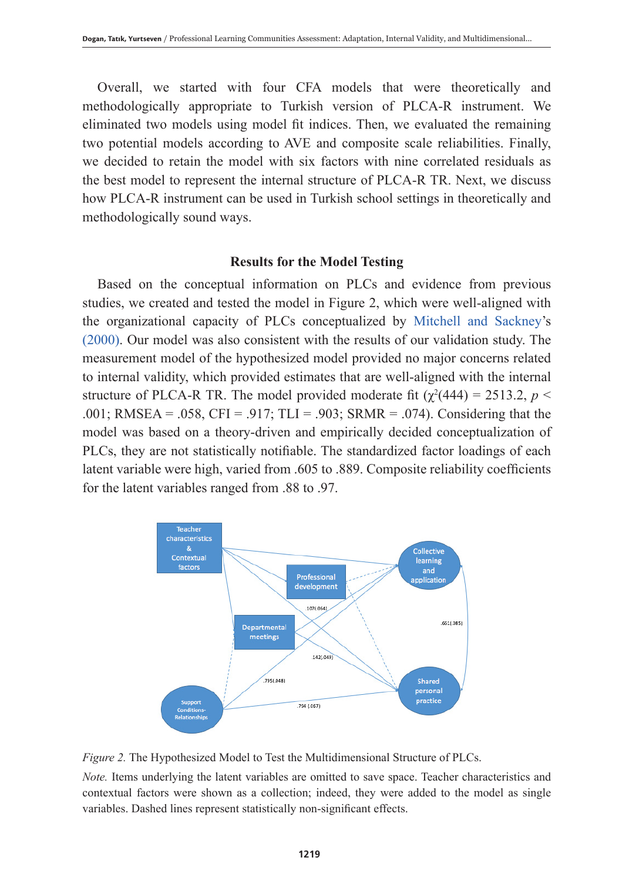Overall, we started with four CFA models that were theoretically and methodologically appropriate to Turkish version of PLCA-R instrument. We eliminated two models using model fit indices. Then, we evaluated the remaining two potential models according to AVE and composite scale reliabilities. Finally, we decided to retain the model with six factors with nine correlated residuals as the best model to represent the internal structure of PLCA-R TR. Next, we discuss how PLCA-R instrument can be used in Turkish school settings in theoretically and methodologically sound ways.

### Results for the Model Testing

Based on the conceptual information on PLCs and evidence from previous studies, we created and tested the model in Figure 2, which were well-aligned with the organizational capacity of PLCs conceptualized by Mitchell and Sackney's (2000). Our model was also consistent with the results of our validation study. The measurement model of the hypothesized model provided no major concerns related to internal validity, which provided estimates that are well-aligned with the internal structure of PLCA-R TR. The model provided moderate fit ($\chi^2(444) = 2513.2$, $p < .001$; RMSEA = .058, CFI = .917; TLI = .903; SRMR = .074). Considering that the model was based on a theory-driven and empirically decided conceptualization of PLCs, they are not statistically notifiable. The standardized factor loadings of each latent variable were high, varied from .605 to .889. Composite reliability coefficients for the latent variables ranged from .88 to .97.

*Figure 2.* The Hypothesized Model to Test the Multidimensional Structure of PLCs.

*Note.* Items underlying the latent variables are omitted to save space. Teacher characteristics and contextual factors were shown as a collection; indeed, they were added to the model as single variables. Dashed lines represent statistically non-significant effects.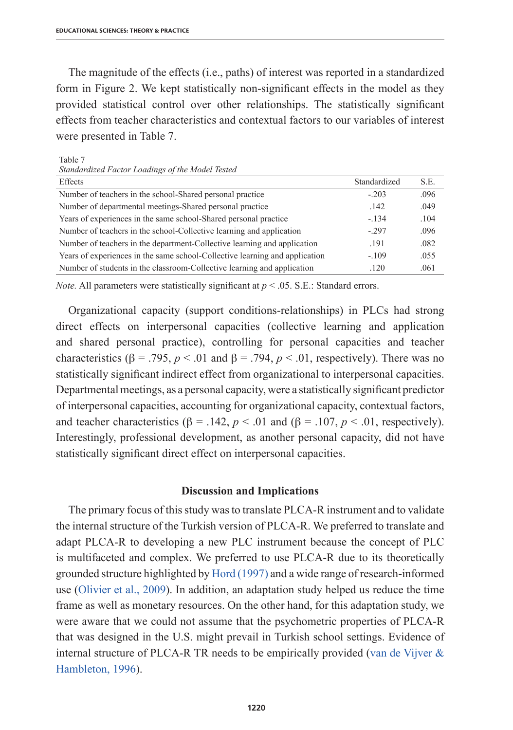The magnitude of the effects (i.e., paths) of interest was reported in a standardized form in Figure 2. We kept statistically non-significant effects in the model as they provided statistical control over other relationships. The statistically significant effects from teacher characteristics and contextual factors to our variables of interest were presented in Table 7.

Table 7
*Standardized Factor Loadings of the Model Tested*

| Effects | Standardized | S.E. |
|---|---|---|
| Number of teachers in the school-Shared personal practice | -.203 | .096 |
| Number of departmental meetings-Shared personal practice | .142 | .049 |
| Years of experiences in the same school-Shared personal practice | -.134 | .104 |
| Number of teachers in the school-Collective learning and application | -.297 | .096 |
| Number of teachers in the department-Collective learning and application | .191 | .082 |
| Years of experiences in the same school-Collective learning and application | -.109 | .055 |
| Number of students in the classroom-Collective learning and application | .120 | .061 |

*Note.* All parameters were statistically significant at $p < .05$. S.E.: Standard errors.

Organizational capacity (support conditions-relationships) in PLCs had strong direct effects on interpersonal capacities (collective learning and application and shared personal practice), controlling for personal capacities and teacher characteristics ($\beta = .795$, $p < .01$ and $\beta = .794$, $p < .01$, respectively). There was no statistically significant indirect effect from organizational to interpersonal capacities. Departmental meetings, as a personal capacity, were a statistically significant predictor of interpersonal capacities, accounting for organizational capacity, contextual factors, and teacher characteristics ($\beta = .142$, $p < .01$ and ($\beta = .107$, $p < .01$, respectively). Interestingly, professional development, as another personal capacity, did not have statistically significant direct effect on interpersonal capacities.

## Discussion and Implications

The primary focus of this study was to translate PLCA-R instrument and to validate the internal structure of the Turkish version of PLCA-R. We preferred to translate and adapt PLCA-R to developing a new PLC instrument because the concept of PLC is multifaceted and complex. We preferred to use PLCA-R due to its theoretically grounded structure highlighted by Hord (1997) and a wide range of research-informed use (Olivier et al., 2009). In addition, an adaptation study helped us reduce the time frame as well as monetary resources. On the other hand, for this adaptation study, we were aware that we could not assume that the psychometric properties of PLCA-R that was designed in the U.S. might prevail in Turkish school settings. Evidence of internal structure of PLCA-R TR needs to be empirically provided (van de Vijver & Hambleton, 1996).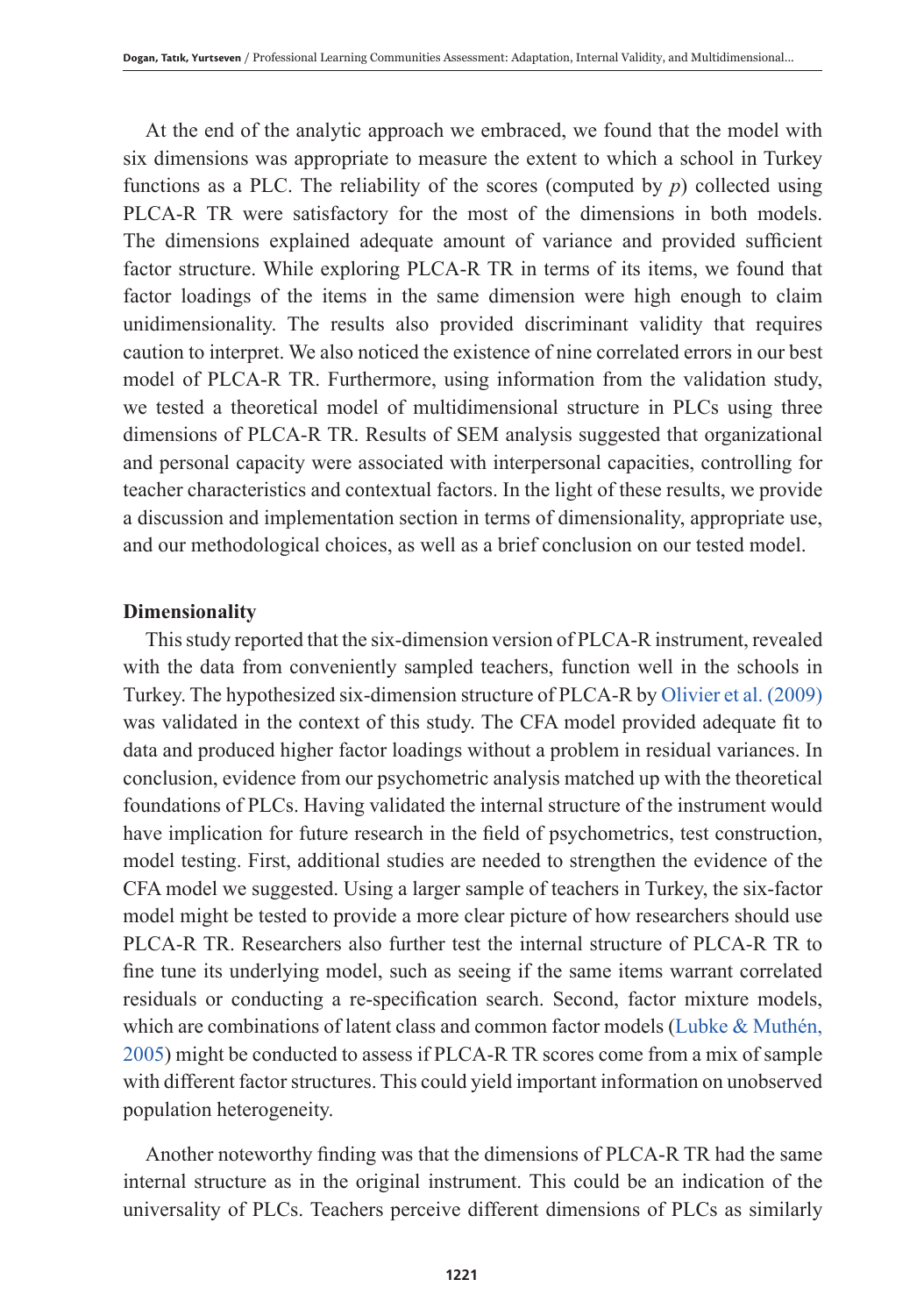At the end of the analytic approach we embraced, we found that the model with six dimensions was appropriate to measure the extent to which a school in Turkey functions as a PLC. The reliability of the scores (computed by $p$) collected using PLCA-R TR were satisfactory for the most of the dimensions in both models. The dimensions explained adequate amount of variance and provided sufficient factor structure. While exploring PLCA-R TR in terms of its items, we found that factor loadings of the items in the same dimension were high enough to claim unidimensionality. The results also provided discriminant validity that requires caution to interpret. We also noticed the existence of nine correlated errors in our best model of PLCA-R TR. Furthermore, using information from the validation study, we tested a theoretical model of multidimensional structure in PLCs using three dimensions of PLCA-R TR. Results of SEM analysis suggested that organizational and personal capacity were associated with interpersonal capacities, controlling for teacher characteristics and contextual factors. In the light of these results, we provide a discussion and implementation section in terms of dimensionality, appropriate use, and our methodological choices, as well as a brief conclusion on our tested model.

**Dimensionality**

This study reported that the six-dimension version of PLCA-R instrument, revealed with the data from conveniently sampled teachers, function well in the schools in Turkey. The hypothesized six-dimension structure of PLCA-R by Olivier et al. (2009) was validated in the context of this study. The CFA model provided adequate fit to data and produced higher factor loadings without a problem in residual variances. In conclusion, evidence from our psychometric analysis matched up with the theoretical foundations of PLCs. Having validated the internal structure of the instrument would have implication for future research in the field of psychometrics, test construction, model testing. First, additional studies are needed to strengthen the evidence of the CFA model we suggested. Using a larger sample of teachers in Turkey, the six-factor model might be tested to provide a more clear picture of how researchers should use PLCA-R TR. Researchers also further test the internal structure of PLCA-R TR to fine tune its underlying model, such as seeing if the same items warrant correlated residuals or conducting a re-specification search. Second, factor mixture models, which are combinations of latent class and common factor models (Lubke & Muthén, 2005) might be conducted to assess if PLCA-R TR scores come from a mix of sample with different factor structures. This could yield important information on unobserved population heterogeneity.

Another noteworthy finding was that the dimensions of PLCA-R TR had the same internal structure as in the original instrument. This could be an indication of the universality of PLCs. Teachers perceive different dimensions of PLCs as similarly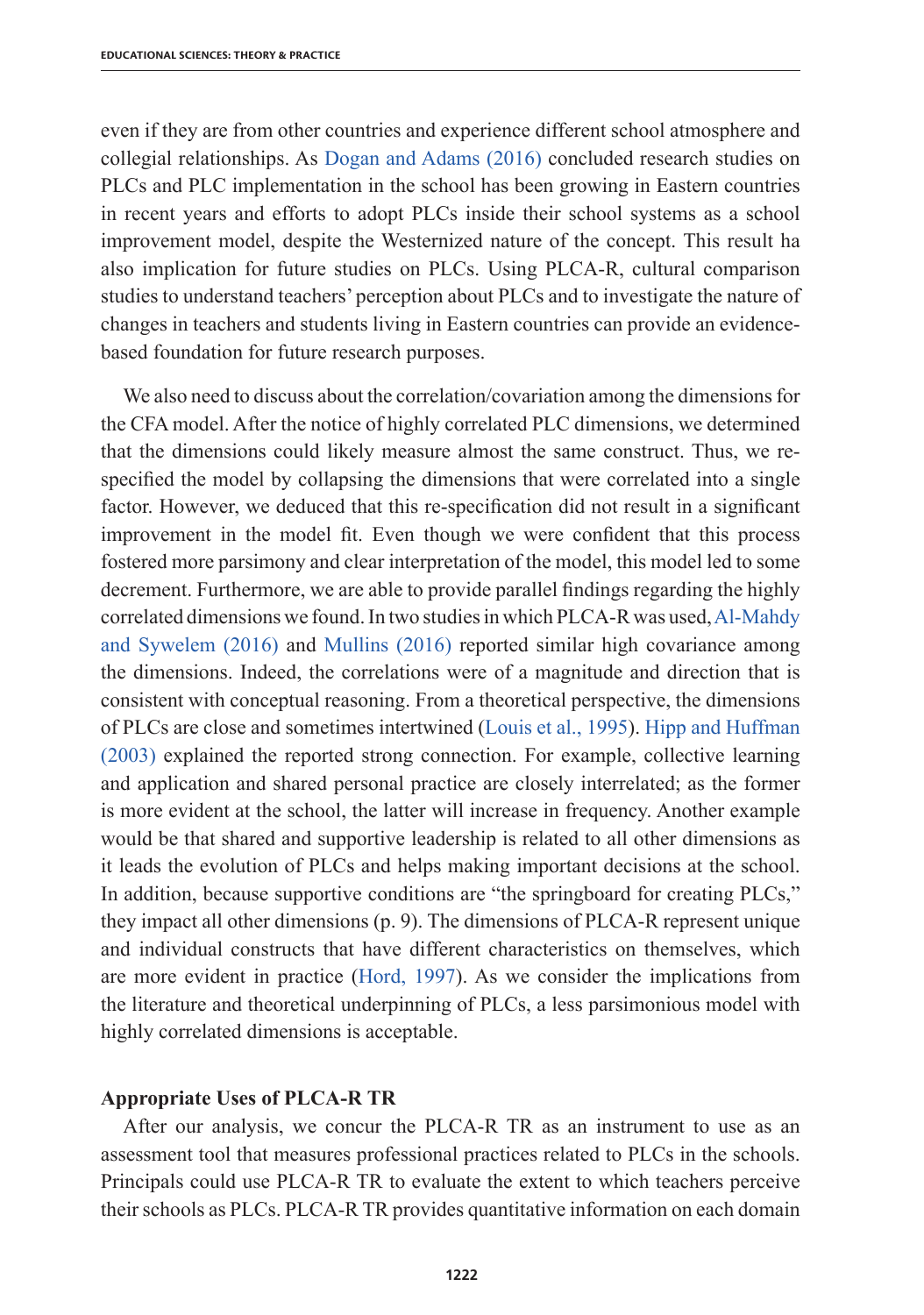even if they are from other countries and experience different school atmosphere and collegial relationships. As Dogan and Adams (2016) concluded research studies on PLCs and PLC implementation in the school has been growing in Eastern countries in recent years and efforts to adopt PLCs inside their school systems as a school improvement model, despite the Westernized nature of the concept. This result ha also implication for future studies on PLCs. Using PLCA-R, cultural comparison studies to understand teachers' perception about PLCs and to investigate the nature of changes in teachers and students living in Eastern countries can provide an evidence-based foundation for future research purposes.

We also need to discuss about the correlation/covariation among the dimensions for the CFA model. After the notice of highly correlated PLC dimensions, we determined that the dimensions could likely measure almost the same construct. Thus, we re-specified the model by collapsing the dimensions that were correlated into a single factor. However, we deduced that this re-specification did not result in a significant improvement in the model fit. Even though we were confident that this process fostered more parsimony and clear interpretation of the model, this model led to some decrement. Furthermore, we are able to provide parallel findings regarding the highly correlated dimensions we found. In two studies in which PLCA-R was used, Al-Mahdy and Sywelem (2016) and Mullins (2016) reported similar high covariance among the dimensions. Indeed, the correlations were of a magnitude and direction that is consistent with conceptual reasoning. From a theoretical perspective, the dimensions of PLCs are close and sometimes intertwined (Louis et al., 1995). Hipp and Huffman (2003) explained the reported strong connection. For example, collective learning and application and shared personal practice are closely interrelated; as the former is more evident at the school, the latter will increase in frequency. Another example would be that shared and supportive leadership is related to all other dimensions as it leads the evolution of PLCs and helps making important decisions at the school. In addition, because supportive conditions are "the springboard for creating PLCs," they impact all other dimensions (p. 9). The dimensions of PLCA-R represent unique and individual constructs that have different characteristics on themselves, which are more evident in practice (Hord, 1997). As we consider the implications from the literature and theoretical underpinning of PLCs, a less parsimonious model with highly correlated dimensions is acceptable.

### Appropriate Uses of PLCA-R TR

After our analysis, we concur the PLCA-R TR as an instrument to use as an assessment tool that measures professional practices related to PLCs in the schools. Principals could use PLCA-R TR to evaluate the extent to which teachers perceive their schools as PLCs. PLCA-R TR provides quantitative information on each domain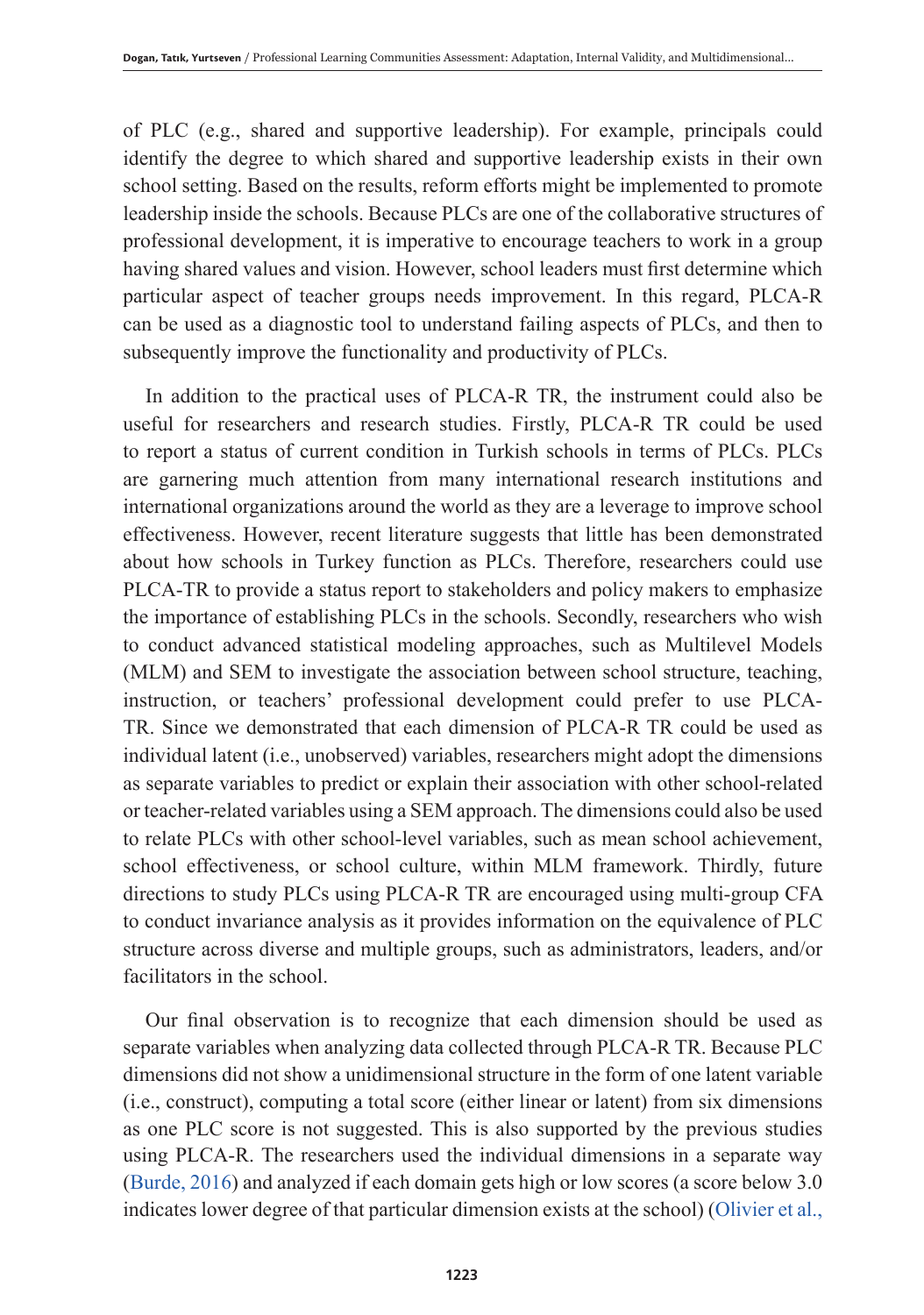of PLC (e.g., shared and supportive leadership). For example, principals could identify the degree to which shared and supportive leadership exists in their own school setting. Based on the results, reform efforts might be implemented to promote leadership inside the schools. Because PLCs are one of the collaborative structures of professional development, it is imperative to encourage teachers to work in a group having shared values and vision. However, school leaders must first determine which particular aspect of teacher groups needs improvement. In this regard, PLCA-R can be used as a diagnostic tool to understand failing aspects of PLCs, and then to subsequently improve the functionality and productivity of PLCs.

In addition to the practical uses of PLCA-R TR, the instrument could also be useful for researchers and research studies. Firstly, PLCA-R TR could be used to report a status of current condition in Turkish schools in terms of PLCs. PLCs are garnering much attention from many international research institutions and international organizations around the world as they are a leverage to improve school effectiveness. However, recent literature suggests that little has been demonstrated about how schools in Turkey function as PLCs. Therefore, researchers could use PLCA-TR to provide a status report to stakeholders and policy makers to emphasize the importance of establishing PLCs in the schools. Secondly, researchers who wish to conduct advanced statistical modeling approaches, such as Multilevel Models (MLM) and SEM to investigate the association between school structure, teaching, instruction, or teachers' professional development could prefer to use PLCA-TR. Since we demonstrated that each dimension of PLCA-R TR could be used as individual latent (i.e., unobserved) variables, researchers might adopt the dimensions as separate variables to predict or explain their association with other school-related or teacher-related variables using a SEM approach. The dimensions could also be used to relate PLCs with other school-level variables, such as mean school achievement, school effectiveness, or school culture, within MLM framework. Thirdly, future directions to study PLCs using PLCA-R TR are encouraged using multi-group CFA to conduct invariance analysis as it provides information on the equivalence of PLC structure across diverse and multiple groups, such as administrators, leaders, and/or facilitators in the school.

Our final observation is to recognize that each dimension should be used as separate variables when analyzing data collected through PLCA-R TR. Because PLC dimensions did not show a unidimensional structure in the form of one latent variable (i.e., construct), computing a total score (either linear or latent) from six dimensions as one PLC score is not suggested. This is also supported by the previous studies using PLCA-R. The researchers used the individual dimensions in a separate way (Burde, 2016) and analyzed if each domain gets high or low scores (a score below 3.0 indicates lower degree of that particular dimension exists at the school) (Olivier et al.,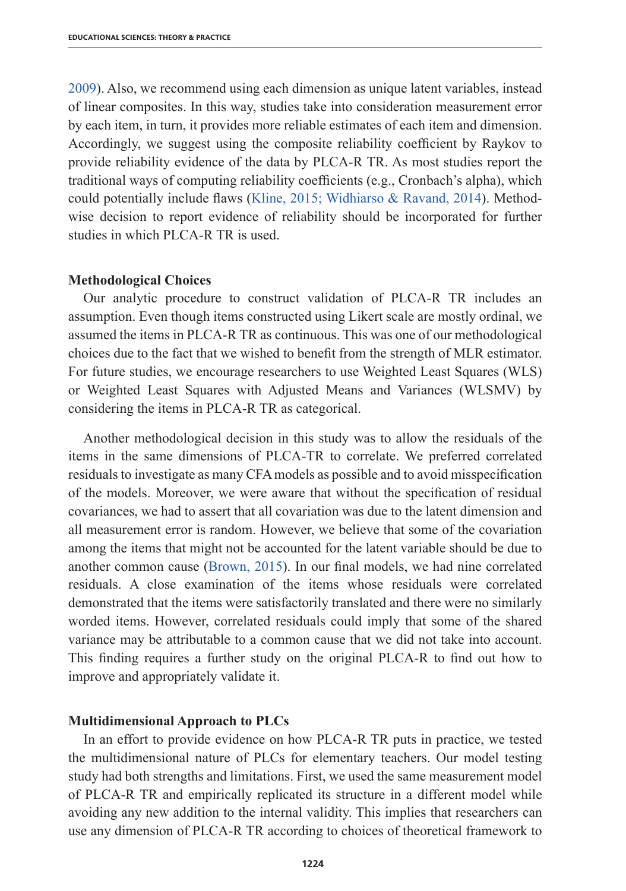2009). Also, we recommend using each dimension as unique latent variables, instead of linear composites. In this way, studies take into consideration measurement error by each item, in turn, it provides more reliable estimates of each item and dimension. Accordingly, we suggest using the composite reliability coefficient by Raykov to provide reliability evidence of the data by PLCA-R TR. As most studies report the traditional ways of computing reliability coefficients (e.g., Cronbach's alpha), which could potentially include flaws (Kline, 2015; Widhiarso & Ravand, 2014). Method-wise decision to report evidence of reliability should be incorporated for further studies in which PLCA-R TR is used.

### Methodological Choices

Our analytic procedure to construct validation of PLCA-R TR includes an assumption. Even though items constructed using Likert scale are mostly ordinal, we assumed the items in PLCA-R TR as continuous. This was one of our methodological choices due to the fact that we wished to benefit from the strength of MLR estimator. For future studies, we encourage researchers to use Weighted Least Squares (WLS) or Weighted Least Squares with Adjusted Means and Variances (WLSMV) by considering the items in PLCA-R TR as categorical.

Another methodological decision in this study was to allow the residuals of the items in the same dimensions of PLCA-TR to correlate. We preferred correlated residuals to investigate as many CFA models as possible and to avoid misspecification of the models. Moreover, we were aware that without the specification of residual covariances, we had to assert that all covariation was due to the latent dimension and all measurement error is random. However, we believe that some of the covariation among the items that might not be accounted for the latent variable should be due to another common cause (Brown, 2015). In our final models, we had nine correlated residuals. A close examination of the items whose residuals were correlated demonstrated that the items were satisfactorily translated and there were no similarly worded items. However, correlated residuals could imply that some of the shared variance may be attributable to a common cause that we did not take into account. This finding requires a further study on the original PLCA-R to find out how to improve and appropriately validate it.

### Multidimensional Approach to PLCs

In an effort to provide evidence on how PLCA-R TR puts in practice, we tested the multidimensional nature of PLCs for elementary teachers. Our model testing study had both strengths and limitations. First, we used the same measurement model of PLCA-R TR and empirically replicated its structure in a different model while avoiding any new addition to the internal validity. This implies that researchers can use any dimension of PLCA-R TR according to choices of theoretical framework to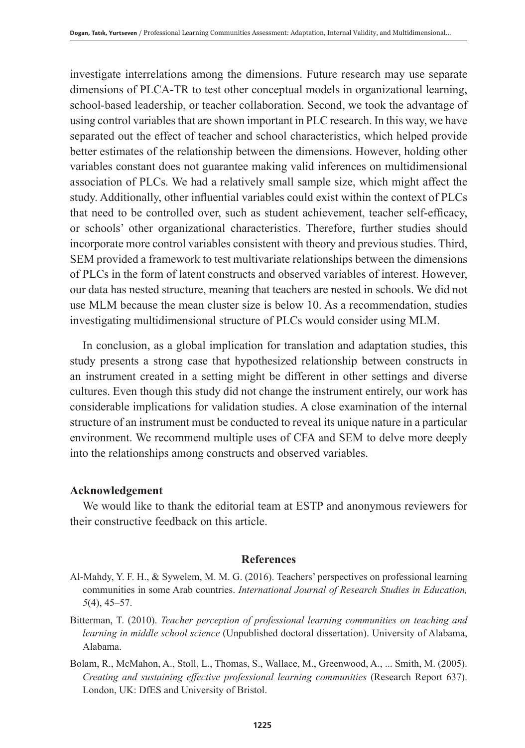investigate interrelations among the dimensions. Future research may use separate dimensions of PLCA-TR to test other conceptual models in organizational learning, school-based leadership, or teacher collaboration. Second, we took the advantage of using control variables that are shown important in PLC research. In this way, we have separated out the effect of teacher and school characteristics, which helped provide better estimates of the relationship between the dimensions. However, holding other variables constant does not guarantee making valid inferences on multidimensional association of PLCs. We had a relatively small sample size, which might affect the study. Additionally, other influential variables could exist within the context of PLCs that need to be controlled over, such as student achievement, teacher self-efficacy, or schools' other organizational characteristics. Therefore, further studies should incorporate more control variables consistent with theory and previous studies. Third, SEM provided a framework to test multivariate relationships between the dimensions of PLCs in the form of latent constructs and observed variables of interest. However, our data has nested structure, meaning that teachers are nested in schools. We did not use MLM because the mean cluster size is below 10. As a recommendation, studies investigating multidimensional structure of PLCs would consider using MLM.

In conclusion, as a global implication for translation and adaptation studies, this study presents a strong case that hypothesized relationship between constructs in an instrument created in a setting might be different in other settings and diverse cultures. Even though this study did not change the instrument entirely, our work has considerable implications for validation studies. A close examination of the internal structure of an instrument must be conducted to reveal its unique nature in a particular environment. We recommend multiple uses of CFA and SEM to delve more deeply into the relationships among constructs and observed variables.

**Acknowledgement**

We would like to thank the editorial team at ESTP and anonymous reviewers for their constructive feedback on this article.

## References

Al-Mahdy, Y. F. H., & Sywelem, M. M. G. (2016). Teachers' perspectives on professional learning communities in some Arab countries. *International Journal of Research Studies in Education, 5*(4), 45–57.

Bitterman, T. (2010). *Teacher perception of professional learning communities on teaching and learning in middle school science* (Unpublished doctoral dissertation). University of Alabama, Alabama.

Bolam, R., McMahon, A., Stoll, L., Thomas, S., Wallace, M., Greenwood, A., ... Smith, M. (2005). *Creating and sustaining effective professional learning communities* (Research Report 637). London, UK: DfES and University of Bristol.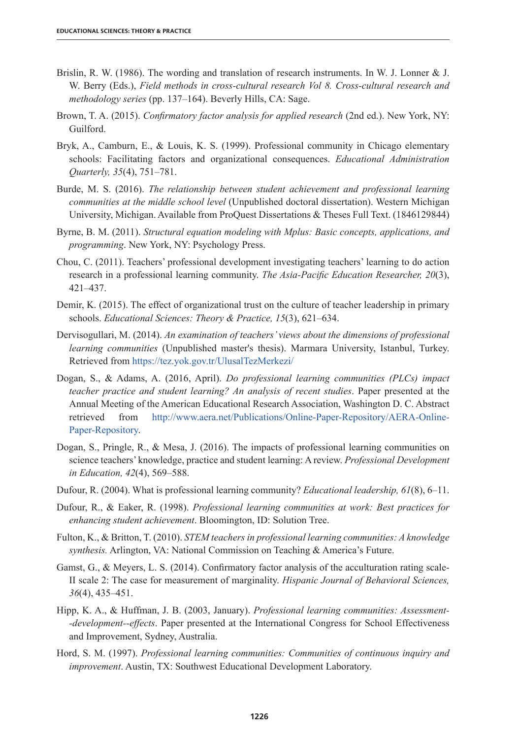Brislin, R. W. (1986). The wording and translation of research instruments. In W. J. Lonner & J. W. Berry (Eds.), *Field methods in cross-cultural research Vol 8. Cross-cultural research and methodology series* (pp. 137–164). Beverly Hills, CA: Sage.

Brown, T. A. (2015). *Confirmatory factor analysis for applied research* (2nd ed.). New York, NY: Guilford.

Bryk, A., Camburn, E., & Louis, K. S. (1999). Professional community in Chicago elementary schools: Facilitating factors and organizational consequences. *Educational Administration Quarterly, 35*(4), 751–781.

Burde, M. S. (2016). *The relationship between student achievement and professional learning communities at the middle school level* (Unpublished doctoral dissertation). Western Michigan University, Michigan. Available from ProQuest Dissertations & Theses Full Text. (1846129844)

Byrne, B. M. (2011). *Structural equation modeling with Mplus: Basic concepts, applications, and programming*. New York, NY: Psychology Press.

Chou, C. (2011). Teachers' professional development investigating teachers' learning to do action research in a professional learning community. *The Asia-Pacific Education Researcher, 20*(3), 421–437.

Demir, K. (2015). The effect of organizational trust on the culture of teacher leadership in primary schools. *Educational Sciences: Theory & Practice, 15*(3), 621–634.

Dervisogullari, M. (2014). *An examination of teachers' views about the dimensions of professional learning communities* (Unpublished master's thesis). Marmara University, Istanbul, Turkey. Retrieved from https://tez.yok.gov.tr/UlusalTezMerkezi/

Dogan, S., & Adams, A. (2016, April). *Do professional learning communities (PLCs) impact teacher practice and student learning? An analysis of recent studies*. Paper presented at the Annual Meeting of the American Educational Research Association, Washington D. C. Abstract retrieved from http://www.aera.net/Publications/Online-Paper-Repository/AERA-Online-Paper-Repository.

Dogan, S., Pringle, R., & Mesa, J. (2016). The impacts of professional learning communities on science teachers' knowledge, practice and student learning: A review. *Professional Development in Education, 42*(4), 569–588.

Dufour, R. (2004). What is professional learning community? *Educational leadership, 61*(8), 6–11.

Dufour, R., & Eaker, R. (1998). *Professional learning communities at work: Best practices for enhancing student achievement*. Bloomington, ID: Solution Tree.

Fulton, K., & Britton, T. (2010). *STEM teachers in professional learning communities: A knowledge synthesis.* Arlington, VA: National Commission on Teaching & America's Future.

Gamst, G., & Meyers, L. S. (2014). Confirmatory factor analysis of the acculturation rating scale-II scale 2: The case for measurement of marginality. *Hispanic Journal of Behavioral Sciences, 36*(4), 435–451.

Hipp, K. A., & Huffman, J. B. (2003, January). *Professional learning communities: Assessment--development--effects*. Paper presented at the International Congress for School Effectiveness and Improvement, Sydney, Australia.

Hord, S. M. (1997). *Professional learning communities: Communities of continuous inquiry and improvement*. Austin, TX: Southwest Educational Development Laboratory.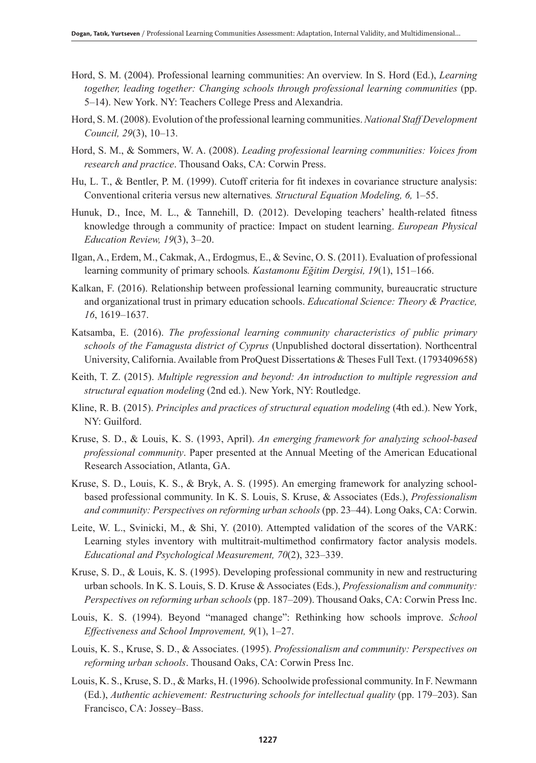Hord, S. M. (2004). Professional learning communities: An overview. In S. Hord (Ed.), *Learning together, leading together: Changing schools through professional learning communities* (pp. 5–14). New York. NY: Teachers College Press and Alexandria.

Hord, S. M. (2008). Evolution of the professional learning communities. *National Staff Development Council, 29*(3), 10–13.

Hord, S. M., & Sommers, W. A. (2008). *Leading professional learning communities: Voices from research and practice*. Thousand Oaks, CA: Corwin Press.

Hu, L. T., & Bentler, P. M. (1999). Cutoff criteria for fit indexes in covariance structure analysis: Conventional criteria versus new alternatives*. Structural Equation Modeling, 6,* 1–55.

Hunuk, D., Ince, M. L., & Tannehill, D. (2012). Developing teachers' health-related fitness knowledge through a community of practice: Impact on student learning. *European Physical Education Review, 19*(3), 3–20.

Ilgan, A., Erdem, M., Cakmak, A., Erdogmus, E., & Sevinc, O. S. (2011). Evaluation of professional learning community of primary schools*. Kastamonu Eğitim Dergisi, 19*(1), 151–166.

Kalkan, F. (2016). Relationship between professional learning community, bureaucratic structure and organizational trust in primary education schools. *Educational Science: Theory & Practice, 16*, 1619–1637.

Katsamba, E. (2016). *The professional learning community characteristics of public primary schools of the Famagusta district of Cyprus* (Unpublished doctoral dissertation). Northcentral University, California. Available from ProQuest Dissertations & Theses Full Text. (1793409658)

Keith, T. Z. (2015). *Multiple regression and beyond: An introduction to multiple regression and structural equation modeling* (2nd ed.). New York, NY: Routledge.

Kline, R. B. (2015). *Principles and practices of structural equation modeling* (4th ed.). New York, NY: Guilford.

Kruse, S. D., & Louis, K. S. (1993, April). *An emerging framework for analyzing school-based professional community*. Paper presented at the Annual Meeting of the American Educational Research Association, Atlanta, GA.

Kruse, S. D., Louis, K. S., & Bryk, A. S. (1995). An emerging framework for analyzing school-based professional community. In K. S. Louis, S. Kruse, & Associates (Eds.), *Professionalism and community: Perspectives on reforming urban schools* (pp. 23–44). Long Oaks, CA: Corwin.

Leite, W. L., Svinicki, M., & Shi, Y. (2010). Attempted validation of the scores of the VARK: Learning styles inventory with multitrait-multimethod confirmatory factor analysis models. *Educational and Psychological Measurement, 70*(2), 323–339.

Kruse, S. D., & Louis, K. S. (1995). Developing professional community in new and restructuring urban schools. In K. S. Louis, S. D. Kruse & Associates (Eds.), *Professionalism and community: Perspectives on reforming urban schools* (pp. 187–209). Thousand Oaks, CA: Corwin Press Inc.

Louis, K. S. (1994). Beyond "managed change": Rethinking how schools improve. *School Effectiveness and School Improvement, 9*(1), 1–27.

Louis, K. S., Kruse, S. D., & Associates. (1995). *Professionalism and community: Perspectives on reforming urban schools*. Thousand Oaks, CA: Corwin Press Inc.

Louis, K. S., Kruse, S. D., & Marks, H. (1996). Schoolwide professional community. In F. Newmann (Ed.), *Authentic achievement: Restructuring schools for intellectual quality* (pp. 179–203). San Francisco, CA: Jossey–Bass.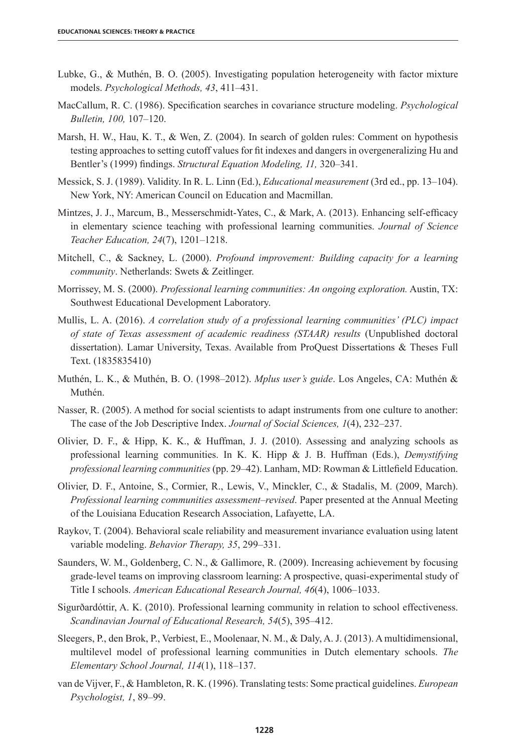Lubke, G., & Muthén, B. O. (2005). Investigating population heterogeneity with factor mixture models. *Psychological Methods, 43*, 411–431.

MacCallum, R. C. (1986). Specification searches in covariance structure modeling. *Psychological Bulletin, 100,* 107–120.

Marsh, H. W., Hau, K. T., & Wen, Z. (2004). In search of golden rules: Comment on hypothesis testing approaches to setting cutoff values for fit indexes and dangers in overgeneralizing Hu and Bentler's (1999) findings. *Structural Equation Modeling, 11,* 320–341.

Messick, S. J. (1989). Validity. In R. L. Linn (Ed.), *Educational measurement* (3rd ed., pp. 13–104). New York, NY: American Council on Education and Macmillan.

Mintzes, J. J., Marcum, B., Messerschmidt-Yates, C., & Mark, A. (2013). Enhancing self-efficacy in elementary science teaching with professional learning communities. *Journal of Science Teacher Education, 24*(7), 1201–1218.

Mitchell, C., & Sackney, L. (2000). *Profound improvement: Building capacity for a learning community*. Netherlands: Swets & Zeitlinger.

Morrissey, M. S. (2000). *Professional learning communities: An ongoing exploration.* Austin, TX: Southwest Educational Development Laboratory.

Mullis, L. A. (2016). *A correlation study of a professional learning communities' (PLC) impact of state of Texas assessment of academic readiness (STAAR) results* (Unpublished doctoral dissertation). Lamar University, Texas. Available from ProQuest Dissertations & Theses Full Text. (1835835410)

Muthén, L. K., & Muthén, B. O. (1998–2012). *Mplus user's guide*. Los Angeles, CA: Muthén & Muthén.

Nasser, R. (2005). A method for social scientists to adapt instruments from one culture to another: The case of the Job Descriptive Index. *Journal of Social Sciences, 1*(4), 232–237.

Olivier, D. F., & Hipp, K. K., & Huffman, J. J. (2010). Assessing and analyzing schools as professional learning communities. In K. K. Hipp & J. B. Huffman (Eds.), *Demystifying professional learning communities* (pp. 29–42). Lanham, MD: Rowman & Littlefield Education.

Olivier, D. F., Antoine, S., Cormier, R., Lewis, V., Minckler, C., & Stadalis, M. (2009, March). *Professional learning communities assessment–revised*. Paper presented at the Annual Meeting of the Louisiana Education Research Association, Lafayette, LA.

Raykov, T. (2004). Behavioral scale reliability and measurement invariance evaluation using latent variable modeling. *Behavior Therapy, 35*, 299–331.

Saunders, W. M., Goldenberg, C. N., & Gallimore, R. (2009). Increasing achievement by focusing grade-level teams on improving classroom learning: A prospective, quasi-experimental study of Title I schools. *American Educational Research Journal, 46*(4), 1006–1033.

Sigurðardóttir, A. K. (2010). Professional learning community in relation to school effectiveness. *Scandinavian Journal of Educational Research, 54*(5), 395–412.

Sleegers, P., den Brok, P., Verbiest, E., Moolenaar, N. M., & Daly, A. J. (2013). A multidimensional, multilevel model of professional learning communities in Dutch elementary schools. *The Elementary School Journal, 114*(1), 118–137.

van de Vijver, F., & Hambleton, R. K. (1996). Translating tests: Some practical guidelines. *European Psychologist, 1*, 89–99.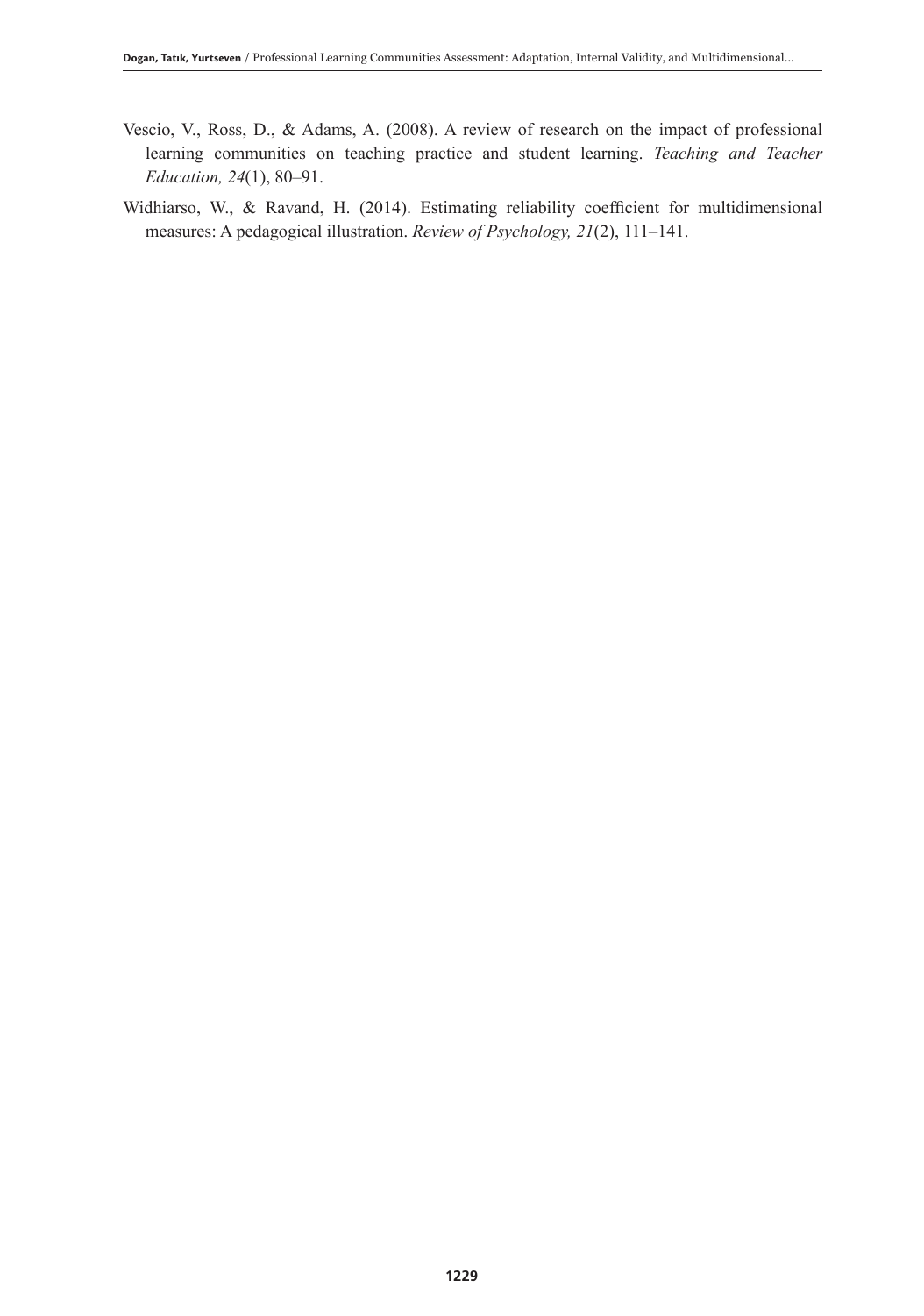Vescio, V., Ross, D., & Adams, A. (2008). A review of research on the impact of professional learning communities on teaching practice and student learning. *Teaching and Teacher Education, 24*(1), 80–91.

Widhiarso, W., & Ravand, H. (2014). Estimating reliability coefficient for multidimensional measures: A pedagogical illustration. *Review of Psychology, 21*(2), 111–141.